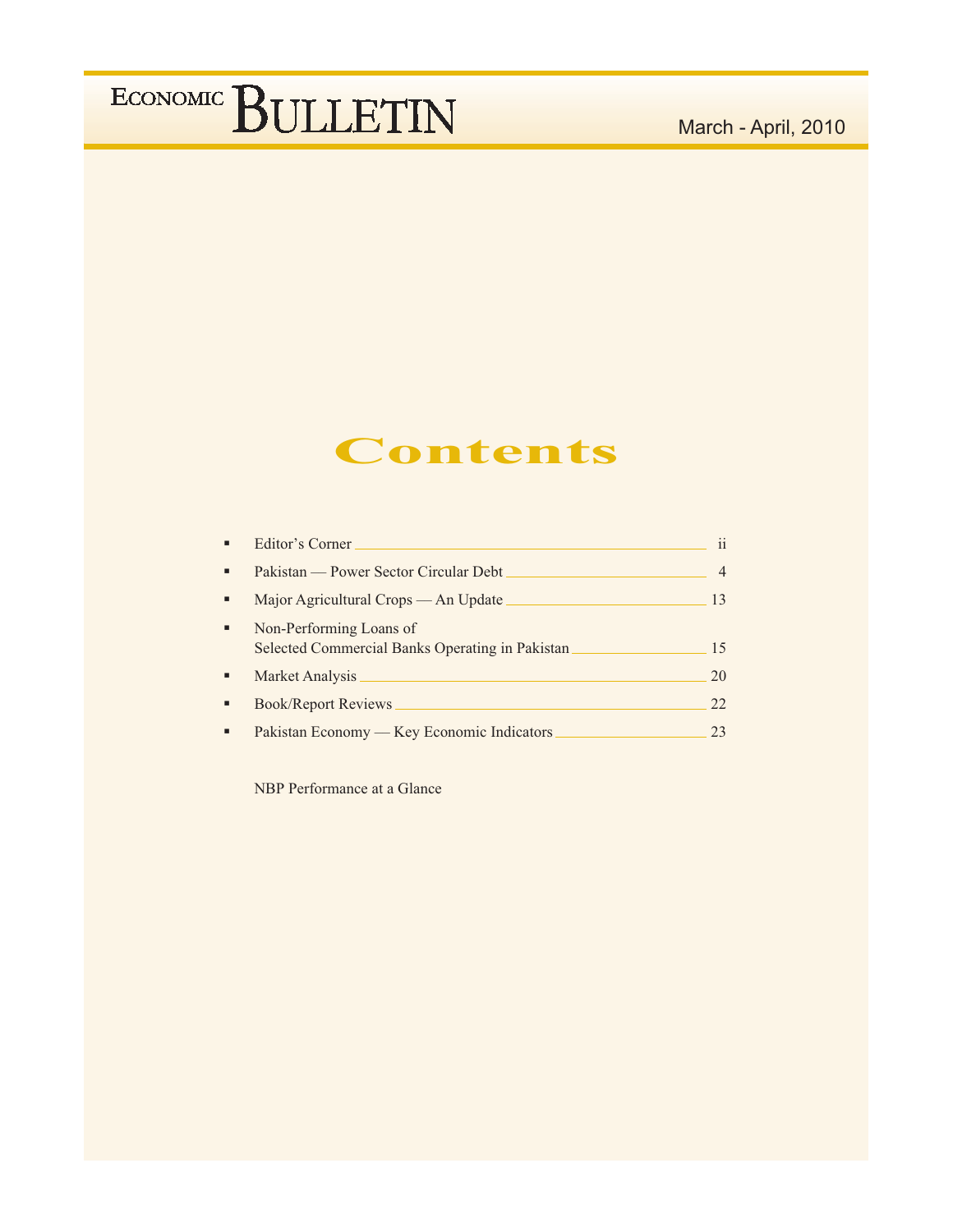# ECONOMIC BULLETIN

March - April, 2010

## Contents

- Editor's Corner ii
- Pakistan — Power Sector Circular Debt 4
- Major Agricultural Crops — An Update 13
- Non-Performing Loans of Selected Commercial Banks Operating in Pakistan 15
- Market Analysis 20
- Book/Report Reviews 22
- Pakistan Economy — Key Economic Indicators 23

NBP Performance at a Glance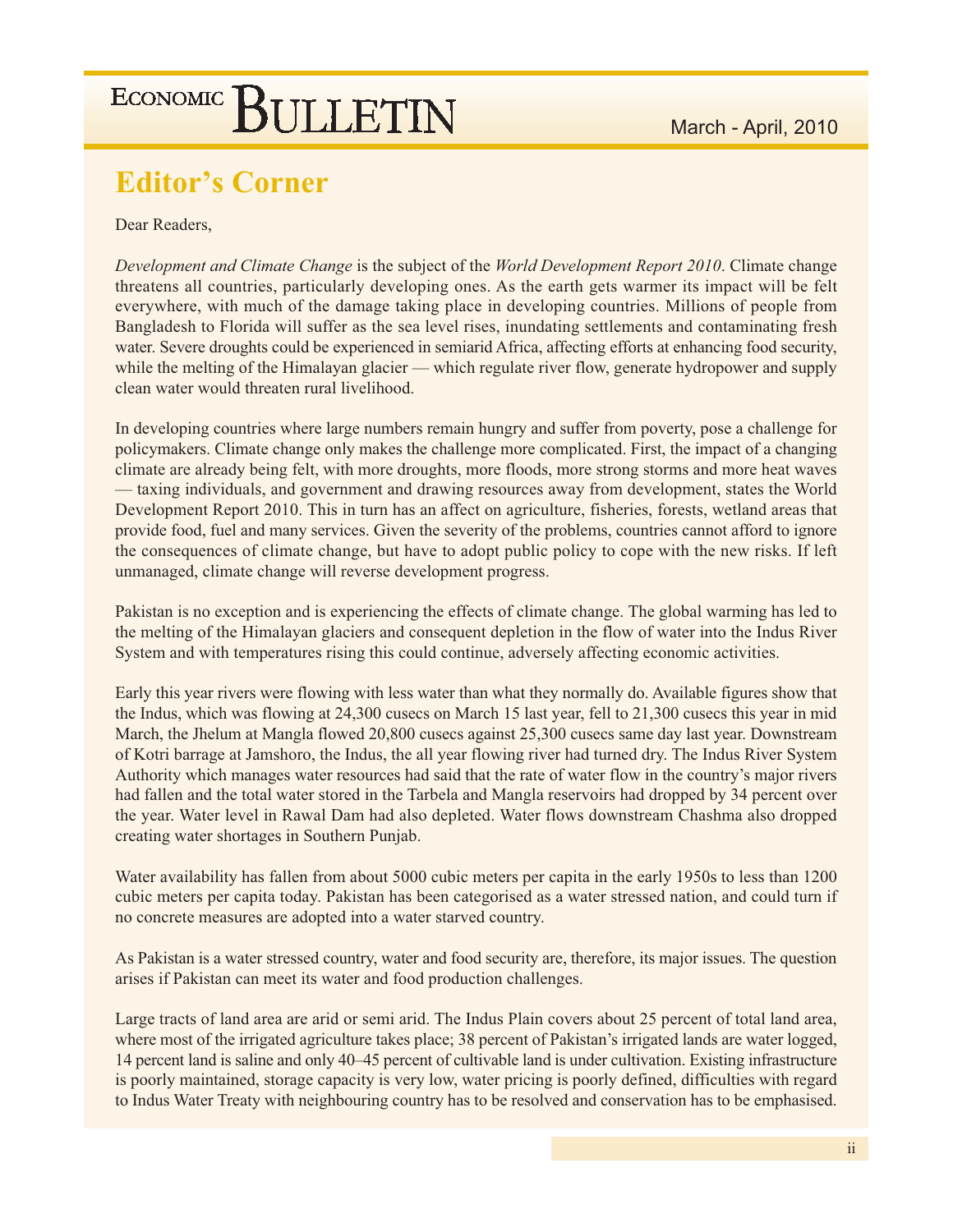# Editor's Corner

Dear Readers,

*Development and Climate Change* is the subject of the *World Development Report 2010*. Climate change threatens all countries, particularly developing ones. As the earth gets warmer its impact will be felt everywhere, with much of the damage taking place in developing countries. Millions of people from Bangladesh to Florida will suffer as the sea level rises, inundating settlements and contaminating fresh water. Severe droughts could be experienced in semiarid Africa, affecting efforts at enhancing food security, while the melting of the Himalayan glacier — which regulate river flow, generate hydropower and supply clean water would threaten rural livelihood.

In developing countries where large numbers remain hungry and suffer from poverty, pose a challenge for policymakers. Climate change only makes the challenge more complicated. First, the impact of a changing climate are already being felt, with more droughts, more floods, more strong storms and more heat waves — taxing individuals, and government and drawing resources away from development, states the World Development Report 2010. This in turn has an affect on agriculture, fisheries, forests, wetland areas that provide food, fuel and many services. Given the severity of the problems, countries cannot afford to ignore the consequences of climate change, but have to adopt public policy to cope with the new risks. If left unmanaged, climate change will reverse development progress.

Pakistan is no exception and is experiencing the effects of climate change. The global warming has led to the melting of the Himalayan glaciers and consequent depletion in the flow of water into the Indus River System and with temperatures rising this could continue, adversely affecting economic activities.

Early this year rivers were flowing with less water than what they normally do. Available figures show that the Indus, which was flowing at 24,300 cusecs on March 15 last year, fell to 21,300 cusecs this year in mid March, the Jhelum at Mangla flowed 20,800 cusecs against 25,300 cusecs same day last year. Downstream of Kotri barrage at Jamshoro, the Indus, the all year flowing river had turned dry. The Indus River System Authority which manages water resources had said that the rate of water flow in the country's major rivers had fallen and the total water stored in the Tarbela and Mangla reservoirs had dropped by 34 percent over the year. Water level in Rawal Dam had also depleted. Water flows downstream Chashma also dropped creating water shortages in Southern Punjab.

Water availability has fallen from about 5000 cubic meters per capita in the early 1950s to less than 1200 cubic meters per capita today. Pakistan has been categorised as a water stressed nation, and could turn if no concrete measures are adopted into a water starved country.

As Pakistan is a water stressed country, water and food security are, therefore, its major issues. The question arises if Pakistan can meet its water and food production challenges.

Large tracts of land area are arid or semi arid. The Indus Plain covers about 25 percent of total land area, where most of the irrigated agriculture takes place; 38 percent of Pakistan's irrigated lands are water logged, 14 percent land is saline and only 40–45 percent of cultivable land is under cultivation. Existing infrastructure is poorly maintained, storage capacity is very low, water pricing is poorly defined, difficulties with regard to Indus Water Treaty with neighbouring country has to be resolved and conservation has to be emphasised.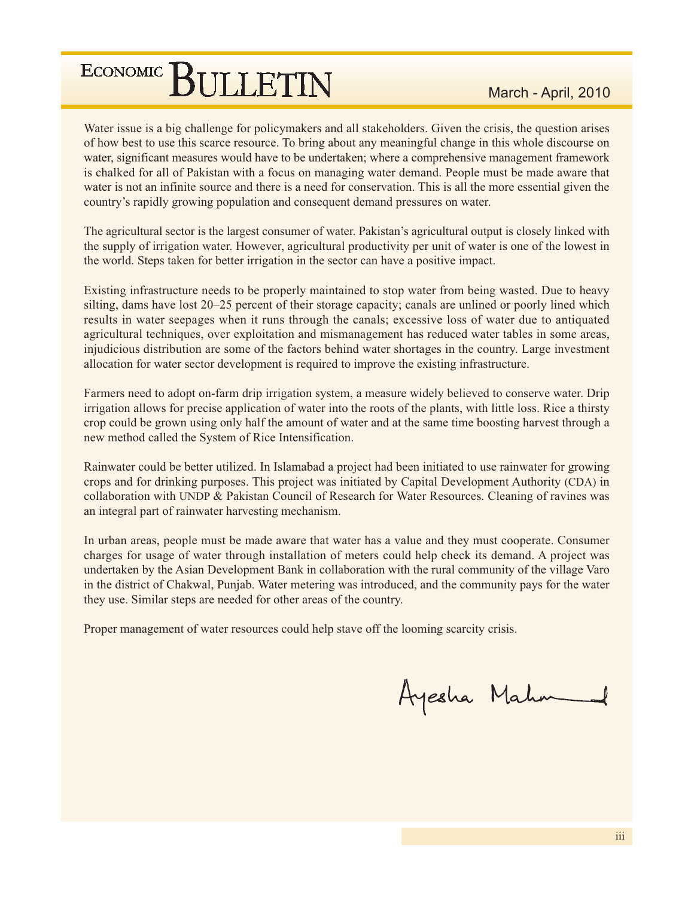Water issue is a big challenge for policymakers and all stakeholders. Given the crisis, the question arises of how best to use this scarce resource. To bring about any meaningful change in this whole discourse on water, significant measures would have to be undertaken; where a comprehensive management framework is chalked for all of Pakistan with a focus on managing water demand. People must be made aware that water is not an infinite source and there is a need for conservation. This is all the more essential given the country's rapidly growing population and consequent demand pressures on water.

The agricultural sector is the largest consumer of water. Pakistan's agricultural output is closely linked with the supply of irrigation water. However, agricultural productivity per unit of water is one of the lowest in the world. Steps taken for better irrigation in the sector can have a positive impact.

Existing infrastructure needs to be properly maintained to stop water from being wasted. Due to heavy silting, dams have lost 20–25 percent of their storage capacity; canals are unlined or poorly lined which results in water seepages when it runs through the canals; excessive loss of water due to antiquated agricultural techniques, over exploitation and mismanagement has reduced water tables in some areas, injudicious distribution are some of the factors behind water shortages in the country. Large investment allocation for water sector development is required to improve the existing infrastructure.

Farmers need to adopt on-farm drip irrigation system, a measure widely believed to conserve water. Drip irrigation allows for precise application of water into the roots of the plants, with little loss. Rice a thirsty crop could be grown using only half the amount of water and at the same time boosting harvest through a new method called the System of Rice Intensification.

Rainwater could be better utilized. In Islamabad a project had been initiated to use rainwater for growing crops and for drinking purposes. This project was initiated by Capital Development Authority (CDA) in collaboration with UNDP & Pakistan Council of Research for Water Resources. Cleaning of ravines was an integral part of rainwater harvesting mechanism.

In urban areas, people must be made aware that water has a value and they must cooperate. Consumer charges for usage of water through installation of meters could help check its demand. A project was undertaken by the Asian Development Bank in collaboration with the rural community of the village Varo in the district of Chakwal, Punjab. Water metering was introduced, and the community pays for the water they use. Similar steps are needed for other areas of the country.

Proper management of water resources could help stave off the looming scarcity crisis.

Ayesha Mahmud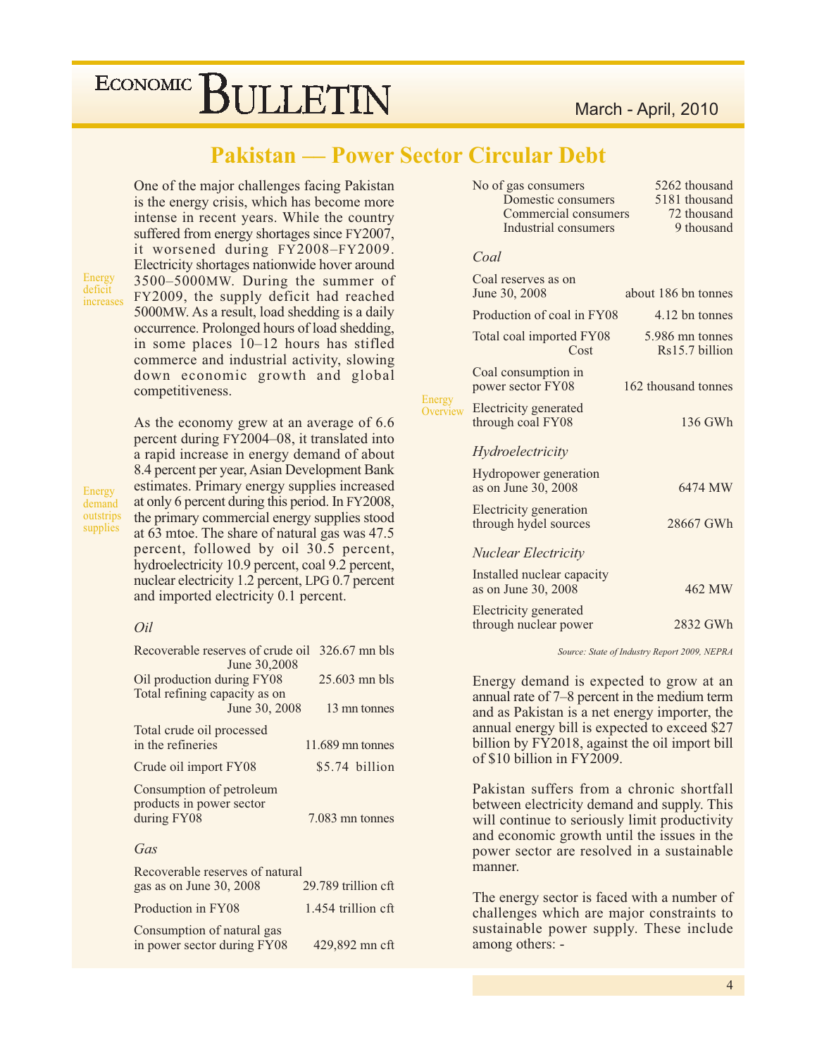## Pakistan — Power Sector Circular Debt

One of the major challenges facing Pakistan is the energy crisis, which has become more intense in recent years. While the country suffered from energy shortages since FY2007, it worsened during FY2008–FY2009. Electricity shortages nationwide hover around 3500–5000MW. During the summer of FY2009, the supply deficit had reached 5000MW. As a result, load shedding is a daily occurrence. Prolonged hours of load shedding, in some places 10–12 hours has stifled commerce and industrial activity, slowing down economic growth and global competitiveness.

As the economy grew at an average of 6.6 percent during FY2004–08, it translated into a rapid increase in energy demand of about 8.4 percent per year, Asian Development Bank estimates. Primary energy supplies increased at only 6 percent during this period. In FY2008, the primary commercial energy supplies stood at 63 mtoe. The share of natural gas was 47.5 percent, followed by oil 30.5 percent, hydroelectricity 10.9 percent, coal 9.2 percent, nuclear electricity 1.2 percent, LPG 0.7 percent and imported electricity 0.1 percent.

*Oil*

| | |
|---|---|
| Recoverable reserves of crude oil June 30,2008 | 326.67 mn bls |
| Oil production during FY08 | 25.603 mn bls |
| Total refining capacity as on June 30, 2008 | 13 mn tonnes |
| Total crude oil processed in the refineries | 11.689 mn tonnes |
| Crude oil import FY08 | $5.74 billion |
| Consumption of petroleum products in power sector during FY08 | 7.083 mn tonnes |

*Gas*

| | |
|---|---|
| Recoverable reserves of natural gas as on June 30, 2008 | 29.789 trillion cft |
| Production in FY08 | 1.454 trillion cft |
| Consumption of natural gas in power sector during FY08 | 429,892 mn cft |
| No of gas consumers | 5262 thousand |
| Domestic consumers | 5181 thousand |
| Commercial consumers | 72 thousand |
| Industrial consumers | 9 thousand |

*Coal*

| | |
|---|---|
| Coal reserves as on June 30, 2008 | about 186 bn tonnes |
| Production of coal in FY08 | 4.12 bn tonnes |
| Total coal imported FY08 | 5.986 mn tonnes |
| Cost | Rs15.7 billion |
| Coal consumption in power sector FY08 | 162 thousand tonnes |
| Electricity generated through coal FY08 | 136 GWh |

*Hydroelectricity*

| | |
|---|---|
| Hydropower generation as on June 30, 2008 | 6474 MW |
| Electricity generation through hydel sources | 28667 GWh |

*Nuclear Electricity*

| | |
|---|---|
| Installed nuclear capacity as on June 30, 2008 | 462 MW |
| Electricity generated through nuclear power | 2832 GWh |

*Source: State of Industry Report 2009, NEPRA*

Energy demand is expected to grow at an annual rate of 7–8 percent in the medium term and as Pakistan is a net energy importer, the annual energy bill is expected to exceed $27 billion by FY2018, against the oil import bill of $10 billion in FY2009.

Pakistan suffers from a chronic shortfall between electricity demand and supply. This will continue to seriously limit productivity and economic growth until the issues in the power sector are resolved in a sustainable manner.

The energy sector is faced with a number of challenges which are major constraints to sustainable power supply. These include among others: -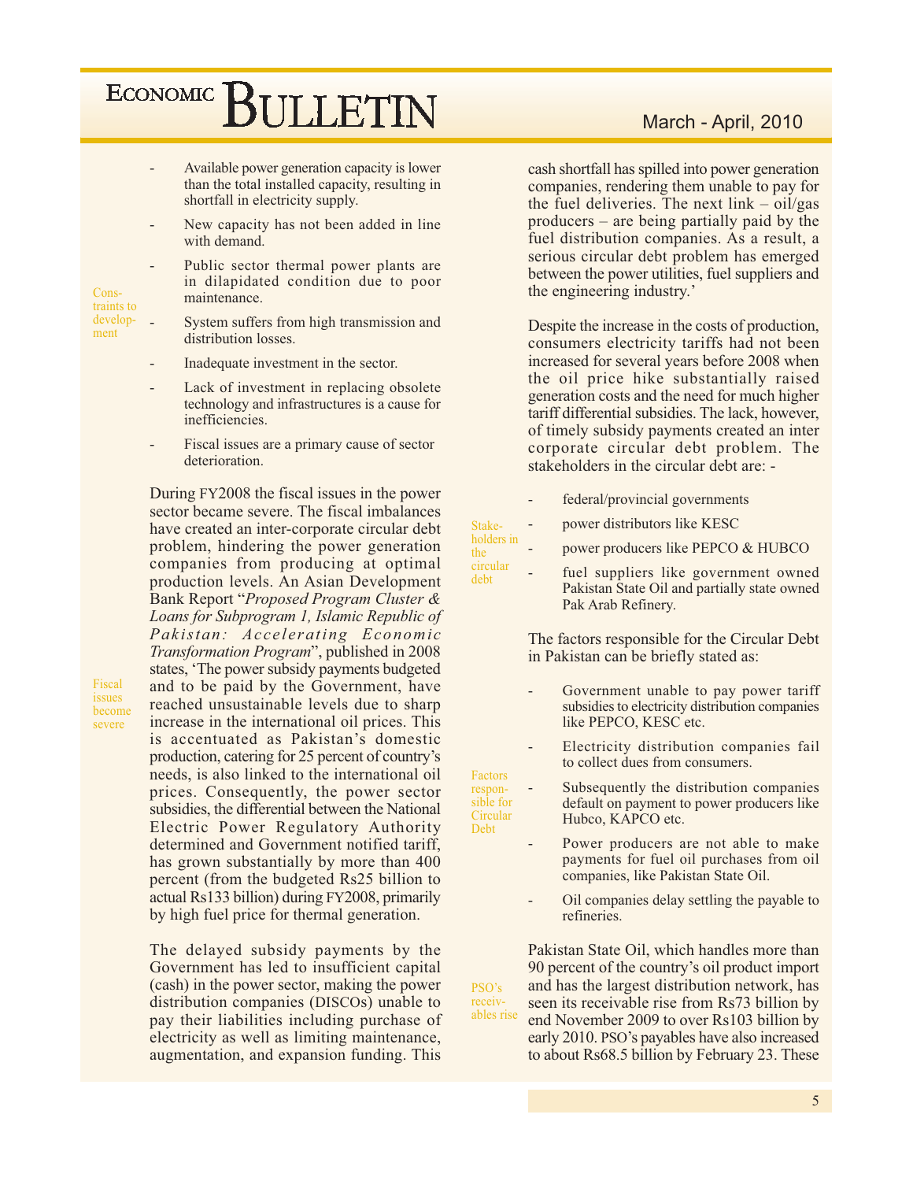Constraints to development

- Available power generation capacity is lower than the total installed capacity, resulting in shortfall in electricity supply.
- New capacity has not been added in line with demand.
- Public sector thermal power plants are in dilapidated condition due to poor maintenance.
- System suffers from high transmission and distribution losses.
- Inadequate investment in the sector.
- Lack of investment in replacing obsolete technology and infrastructures is a cause for inefficiencies.
- Fiscal issues are a primary cause of sector deterioration.

Fiscal issues become severe

During FY2008 the fiscal issues in the power sector became severe. The fiscal imbalances have created an inter-corporate circular debt problem, hindering the power generation companies from producing at optimal production levels. An Asian Development Bank Report "*Proposed Program Cluster & Loans for Subprogram 1, Islamic Republic of Pakistan: Accelerating Economic Transformation Program*", published in 2008 states, 'The power subsidy payments budgeted and to be paid by the Government, have reached unsustainable levels due to sharp increase in the international oil prices. This is accentuated as Pakistan's domestic production, catering for 25 percent of country's needs, is also linked to the international oil prices. Consequently, the power sector subsidies, the differential between the National Electric Power Regulatory Authority determined and Government notified tariff, has grown substantially by more than 400 percent (from the budgeted Rs25 billion to actual Rs133 billion) during FY2008, primarily by high fuel price for thermal generation.

The delayed subsidy payments by the Government has led to insufficient capital (cash) in the power sector, making the power distribution companies (DISCOs) unable to pay their liabilities including purchase of electricity as well as limiting maintenance, augmentation, and expansion funding. This cash shortfall has spilled into power generation companies, rendering them unable to pay for the fuel deliveries. The next link – oil/gas producers – are being partially paid by the fuel distribution companies. As a result, a serious circular debt problem has emerged between the power utilities, fuel suppliers and the engineering industry.'

Despite the increase in the costs of production, consumers electricity tariffs had not been increased for several years before 2008 when the oil price hike substantially raised generation costs and the need for much higher tariff differential subsidies. The lack, however, of timely subsidy payments created an inter corporate circular debt problem. The stakeholders in the circular debt are: -

Stakeholders in the circular debt

- federal/provincial governments
- power distributors like KESC
- power producers like PEPCO & HUBCO
- fuel suppliers like government owned Pakistan State Oil and partially state owned Pak Arab Refinery.

Factors responsible for Circular Debt

The factors responsible for the Circular Debt in Pakistan can be briefly stated as:

- Government unable to pay power tariff subsidies to electricity distribution companies like PEPCO, KESC etc.
- Electricity distribution companies fail to collect dues from consumers.
- Subsequently the distribution companies default on payment to power producers like Hubco, KAPCO etc.
- Power producers are not able to make payments for fuel oil purchases from oil companies, like Pakistan State Oil.
- Oil companies delay settling the payable to refineries.

PSO's receivables rise

Pakistan State Oil, which handles more than 90 percent of the country's oil product import and has the largest distribution network, has seen its receivable rise from Rs73 billion by end November 2009 to over Rs103 billion by early 2010. PSO's payables have also increased to about Rs68.5 billion by February 23. These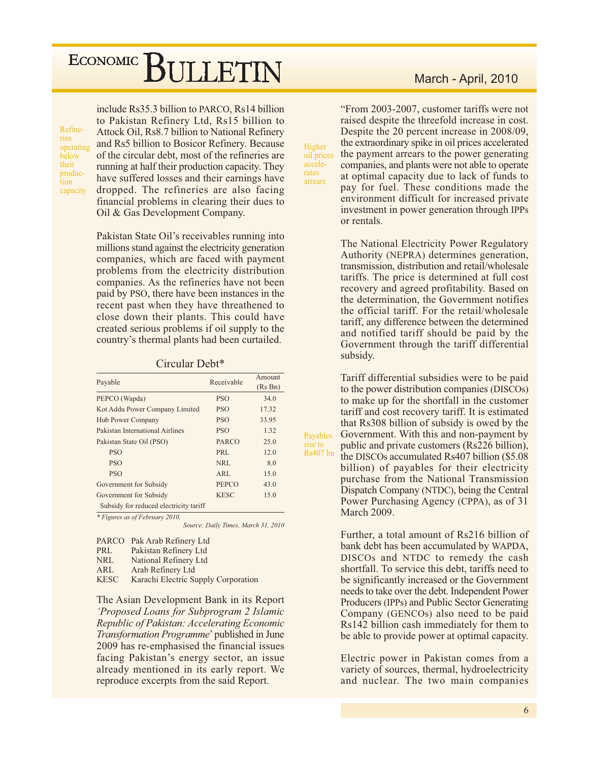include Rs35.3 billion to PARCO, Rs14 billion to Pakistan Refinery Ltd, Rs15 billion to Attock Oil, Rs8.7 billion to National Refinery and Rs5 billion to Bosicor Refinery. Because of the circular debt, most of the refineries are running at half their production capacity. They have suffered losses and their earnings have dropped. The refineries are also facing financial problems in clearing their dues to Oil & Gas Development Company.

Refineries operating below their production capacity

Pakistan State Oil's receivables running into millions stand against the electricity generation companies, which are faced with payment problems from the electricity distribution companies. As the refineries have not been paid by PSO, there have been instances in the recent past when they have threathened to close down their plants. This could have created serious problems if oil supply to the country's thermal plants had been curtailed.

Circular Debt*

| Payable | Receivable | Amount (Rs Bn) |
|---|---|---|
| PEPCO (Wapda) | PSO | 34.0 |
| Kot Addu Power Company Limited | PSO | 17.32 |
| Hub Power Company | PSO | 33.95 |
| Pakistan International Airlines | PSO | 1.32 |
| Pakistan State Oil (PSO) | PARCO | 25.0 |
| PSO | PRL | 12.0 |
| PSO | NRL | 8.0 |
| PSO | ARL | 15.0 |
| Government for Subsidy | PEPCO | 43.0 |
| Government for Subsidy | KESC | 15.0 |
| Subsidy for reduced electricity tariff | | |

*\* Figures as of February 2010.*

*Source: Daily Times, March 31, 2010*

PARCO Pak Arab Refinery Ltd
PRL Pakistan Refinery Ltd
NRL National Refinery Ltd
ARL Arab Refinery Ltd
KESC Karachi Electric Supply Corporation

The Asian Development Bank in its Report *'Proposed Loans for Subprogram 2 Islamic Republic of Pakistan: Accelerating Economic Transformation Programme'* published in June 2009 has re-emphasised the financial issues facing Pakistan's energy sector, an issue already mentioned in its early report. We reproduce excerpts from the said Report.

"From 2003-2007, customer tariffs were not raised despite the threefold increase in cost. Despite the 20 percent increase in 2008/09, the extraordinary spike in oil prices accelerated the payment arrears to the power generating companies, and plants were not able to operate at optimal capacity due to lack of funds to pay for fuel. These conditions made the environment difficult for increased private investment in power generation through IPPs or rentals.

Higher oil prices accelerates arrears

The National Electricity Power Regulatory Authority (NEPRA) determines generation, transmission, distribution and retail/wholesale tariffs. The price is determined at full cost recovery and agreed profitability. Based on the determination, the Government notifies the official tariff. For the retail/wholesale tariff, any difference between the determined and notified tariff should be paid by the Government through the tariff differential subsidy.

Tariff differential subsidies were to be paid to the power distribution companies (DISCOs) to make up for the shortfall in the customer tariff and cost recovery tariff. It is estimated that Rs308 billion of subsidy is owed by the Government. With this and non-payment by public and private customers (Rs226 billion), the DISCOs accumulated Rs407 billion ($5.08 billion) of payables for their electricity purchase from the National Transmission Dispatch Company (NTDC), being the Central Power Purchasing Agency (CPPA), as of 31 March 2009.

Payables rise to Rs407 bn

Further, a total amount of Rs216 billion of bank debt has been accumulated by WAPDA, DISCOs and NTDC to remedy the cash shortfall. To service this debt, tariffs need to be significantly increased or the Government needs to take over the debt. Independent Power Producers (IPPs) and Public Sector Generating Company (GENCOs) also need to be paid Rs142 billion cash immediately for them to be able to provide power at optimal capacity.

Electric power in Pakistan comes from a variety of sources, thermal, hydroelectricity and nuclear. The two main companies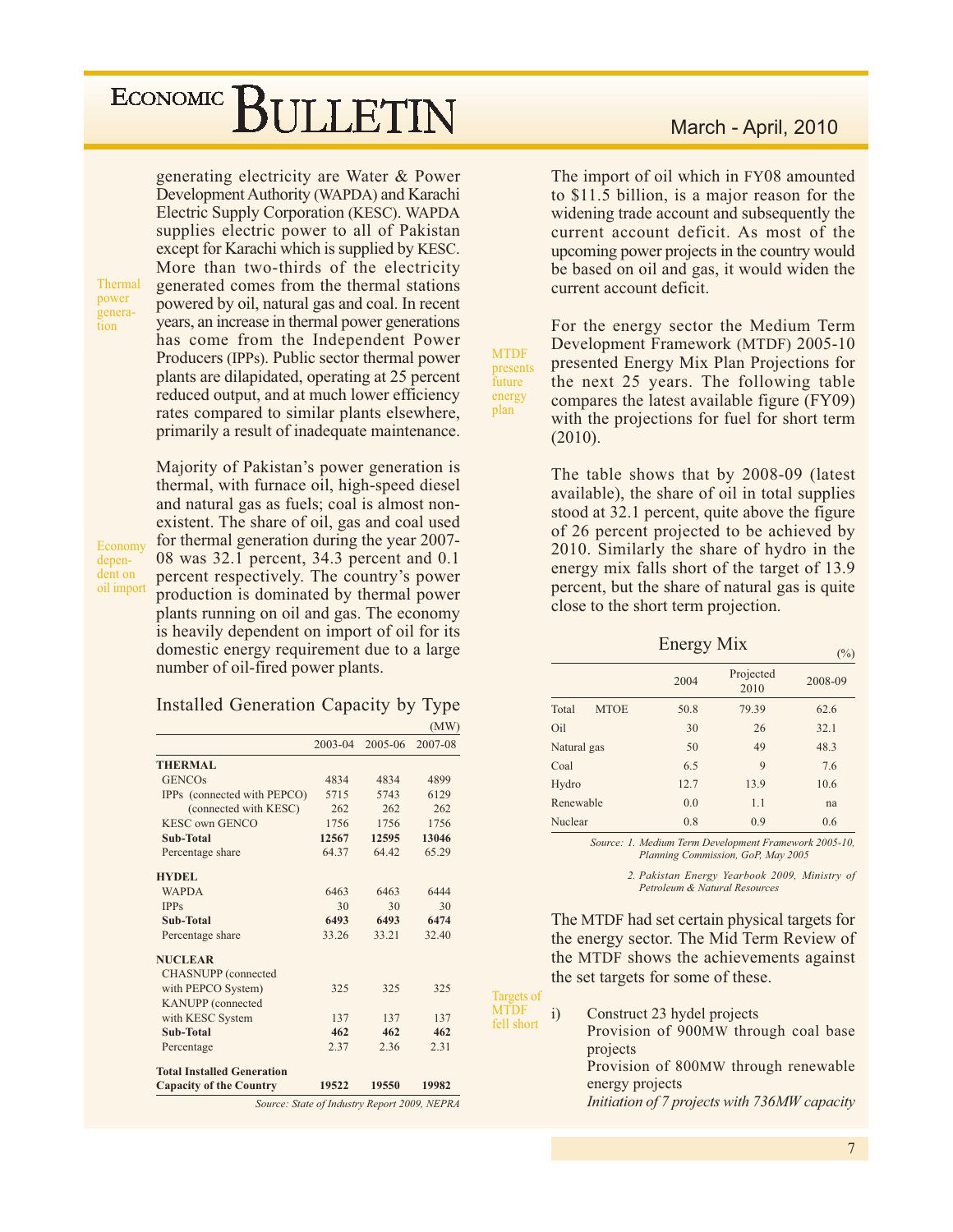generating electricity are Water & Power Development Authority (WAPDA) and Karachi Electric Supply Corporation (KESC). WAPDA supplies electric power to all of Pakistan except for Karachi which is supplied by KESC. More than two-thirds of the electricity generated comes from the thermal stations powered by oil, natural gas and coal. In recent years, an increase in thermal power generations has come from the Independent Power Producers (IPPs). Public sector thermal power plants are dilapidated, operating at 25 percent reduced output, and at much lower efficiency rates compared to similar plants elsewhere, primarily a result of inadequate maintenance.

Thermal power generation

Majority of Pakistan's power generation is thermal, with furnace oil, high-speed diesel and natural gas as fuels; coal is almost non-existent. The share of oil, gas and coal used for thermal generation during the year 2007-08 was 32.1 percent, 34.3 percent and 0.1 percent respectively. The country's power production is dominated by thermal power plants running on oil and gas. The economy is heavily dependent on import of oil for its domestic energy requirement due to a large number of oil-fired power plants.

Economy dependent on oil import

### Installed Generation Capacity by Type

(MW)

| | 2003-04 | 2005-06 | 2007-08 |
|---|---|---|---|
| **THERMAL** | | | |
| GENCOs | 4834 | 4834 | 4899 |
| IPPs (connected with PEPCO) | 5715 | 5743 | 6129 |
| (connected with KESC) | 262 | 262 | 262 |
| KESC own GENCO | 1756 | 1756 | 1756 |
| **Sub-Total** | **12567** | **12595** | **13046** |
| Percentage share | 64.37 | 64.42 | 65.29 |
| **HYDEL** | | | |
| WAPDA | 6463 | 6463 | 6444 |
| IPPs | 30 | 30 | 30 |
| **Sub-Total** | **6493** | **6493** | **6474** |
| Percentage share | 33.26 | 33.21 | 32.40 |
| **NUCLEAR** | | | |
| CHASNUPP (connected with PEPCO System) | 325 | 325 | 325 |
| KANUPP (connected with KESC System) | 137 | 137 | 137 |
| **Sub-Total** | **462** | **462** | **462** |
| Percentage | 2.37 | 2.36 | 2.31 |
| **Total Installed Generation Capacity of the Country** | **19522** | **19550** | **19982** |

*Source: State of Industry Report 2009, NEPRA*

The import of oil which in FY08 amounted to $11.5 billion, is a major reason for the widening trade account and subsequently the current account deficit. As most of the upcoming power projects in the country would be based on oil and gas, it would widen the current account deficit.

For the energy sector the Medium Term Development Framework (MTDF) 2005-10 presented Energy Mix Plan Projections for the next 25 years. The following table compares the latest available figure (FY09) with the projections for fuel for short term (2010).

MTDF presents future energy plan

The table shows that by 2008-09 (latest available), the share of oil in total supplies stood at 32.1 percent, quite above the figure of 26 percent projected to be achieved by 2010. Similarly the share of hydro in the energy mix falls short of the target of 13.9 percent, but the share of natural gas is quite close to the short term projection.

### Energy Mix

(%)

| | 2004 | Projected 2010 | 2008-09 |
|---|---|---|---|
| Total MTOE | 50.8 | 79.39 | 62.6 |
| Oil | 30 | 26 | 32.1 |
| Natural gas | 50 | 49 | 48.3 |
| Coal | 6.5 | 9 | 7.6 |
| Hydro | 12.7 | 13.9 | 10.6 |
| Renewable | 0.0 | 1.1 | na |
| Nuclear | 0.8 | 0.9 | 0.6 |

*Source: 1. Medium Term Development Framework 2005-10, Planning Commission, GoP, May 2005*

*2. Pakistan Energy Yearbook 2009, Ministry of Petroleum & Natural Resources*

The MTDF had set certain physical targets for the energy sector. The Mid Term Review of the MTDF shows the achievements against the set targets for some of these.

Targets of MTDF fell short

i) Construct 23 hydel projects
   Provision of 900MW through coal base projects
   Provision of 800MW through renewable energy projects
   *Initiation of 7 projects with 736MW capacity*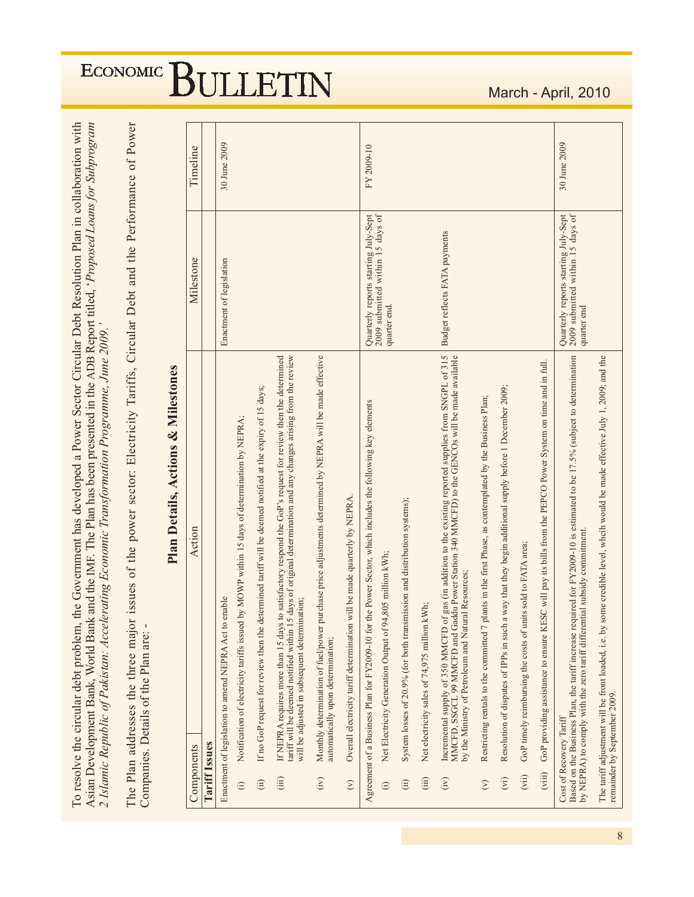To resolve the circular debt problem, the Government has developed a Power Sector Circular Debt Resolution Plan in collaboration with Asian Development Bank, World Bank and the IMF. The Plan has been presented in the ADB Report titled, '*Proposed Loans for Subprogram 2 Islamic Republic of Pakistan: Accelerating Economic Transformation Programme, June 2009.*'

The Plan addresses the three major issues of the power sector: Electricity Tariffs, Circular Debt and the Performance of Power Companies. Details of the Plan are: -

## Plan Details, Actions & Milestones

| Components | Action | Milestone | Timeline |
|---|---|---|---|
| **Tariff Issues** | | | |
| Enactment of legislation to amend NEPRA Act to enable<br>(i) Notification of electricity tariffs issued by MOWP within 15 days of determination by NEPRA;<br>(ii) If no GoP request for review then the determined tariff will be deemed notified at the expiry of 15 days;<br>(iii) If NEPRA requires more than 15 days to satisfactory respond the GoP's request for review then the determined tariff will be deemed notified within 15 days of original determination and any changes arising from the review will be adjusted in subsequent determination;<br>(iv) Monthly determination of fuel/power purchase price adjustments determined by NEPRA will be made effective automatically upon determination;<br>(v) Overall electricity tariff determination will be made quarterly by NEPRA. | | Enactment of legislation | 30 June 2009 |
| Agreement of a Business Plan for FY2009-10 for the Power Sector, which includes the following key elements<br>(i) Net Electricity Generation Output of 94,805 million kWh;<br>(ii) System losses of 20.9% (for both transmission and distribution systems);<br>(iii) Net electricity sales of 74,975 million kWh;<br>(iv) Incremental supply of 350 MMCFD of gas (in addition to the existing reported supplies from SNGPL of 315 MMCFD, SSGCL 99 MMCFD and Gaddu Power Station 340 MMCFD) to the GENCOs will be made available by the Ministry of Petroleum and Natural Resources;<br>(v) Restricting rentals to the committed 7 plants in the first Phase, as contemplated by the Business Plan;<br>(vi) Resolution of disputes of IPPs in such a way that they begin additional supply before 1 December 2009;<br>(vii) GoP timely reimbursing the costs of units sold to FATA area;<br>(viii) GoP providing assistance to ensure KESC will pay its bills from the PEPCO Power System on time and in full. | | Quarterly reports starting July-Sept 2009 submitted within 15 days of quarter end.<br>Budget reflects FATA payments | FY 2009-10 |
| Cost of Recovery Tariff<br>Based on the Business Plan, the tariff increase required for FY2009-10 is estimated to be 17.5% (subject to determination by NEPRA) to comply with the zero tariff differential subsidy commitment.<br>The tariff adjustment will be front loaded, i.e. by some credible level, whcih would be made effective July 1, 2009; and the remainder by September 2009. | | Quarterly reports starting July-Sept 2009 submitted within 15 days of quarter end | 30 June 2009 |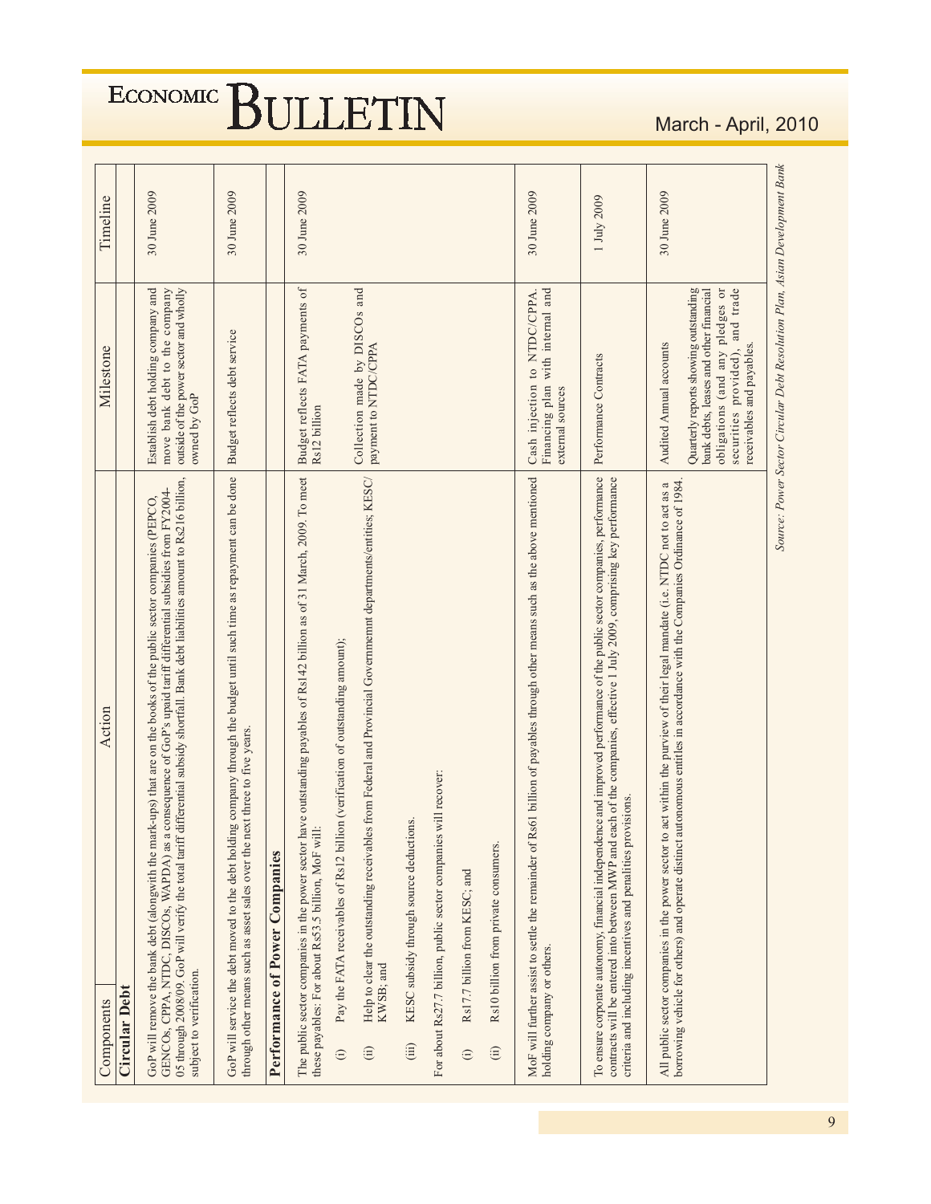| Components | Action | Milestone | Timeline |
|---|---|---|---|
| **Circular Debt** | | | |
| | GoP will remove the bank debt (alongwith the mark-ups) that are on the books of the public sector companies (PEPCO, GENCOs, CPPA, NTDC, DISCOs, WAPDA) as a consequence of GoP's upaid tariff differential subsidies from FY2004-05 through 2008/09. GoP will verify the total tariff differential subsidy shortfall. Bank debt liabilities amount to Rs216 billion, subject to verification. | Establish debt holding company and move bank debt to the company outside of the power sector and wholly owned by GoP | 30 June 2009 |
| | GoP will service the debt moved to the debt holding company through the budget until such time as repayment can be done through other means such as asset sales over the next three to five years. | Budget reflects debt service | 30 June 2009 |
| **Performance of Power Companies** | | | |
| | The public sector companies in the power sector have outstanding payables of Rs142 billion as of 31 March, 2009. To meet these payables: For about Rs53.5 billion, MoF will:<br>(i) Pay the FATA receivables of Rs12 billion (verification of outstanding amount);<br>(ii) Help to clear the outstanding receivables from Federal and Provincial Governmemnt departments/entities; KESC/KWSB; and<br>(iii) KESC subsidy through source deductions.<br>For about Rs27.7 billion, public sector companies will recover:<br>(i) Rs17.7 billion from KESC; and<br>(ii) Rs10 billion from private consumers. | Budget reflects FATA payments of Rs12 billion<br><br>Collection made by DISCOs and payment to NTDC/CPPA | 30 June 2009 |
| | MoF will further assist to settle the remainder of Rs61 billion of payables through other means such as the above mentioned holding company or others. | Cash injection to NTDC/CPPA. Financing plan with internal and external sources | 30 June 2009 |
| | To ensure corporate autonomy, financial independence and improved performance of the public sector companies, performance contracts will be entered into between MWP and each of the companies, effective 1 July 2009, comprising key performance criteria and including incentives and penalities provisions. | Performance Contracts | 1 July 2009 |
| | All public sector companies in the power sector to act within the purview of their legal mandate (i.e. NTDC not to act as a borrowing vehicle for others) and operate distinct autonomous entities in accordance with the Companies Ordinance of 1984. | Audited Annual accounts<br><br>Quarterly reports showing outstanding bank debts, leases and other financial obligations (and any pledges or securities provided), and trade receivables and payables. | 30 June 2009 |

*Source: Power Sector Circular Debt Resolution Plan, Asian Development Bank*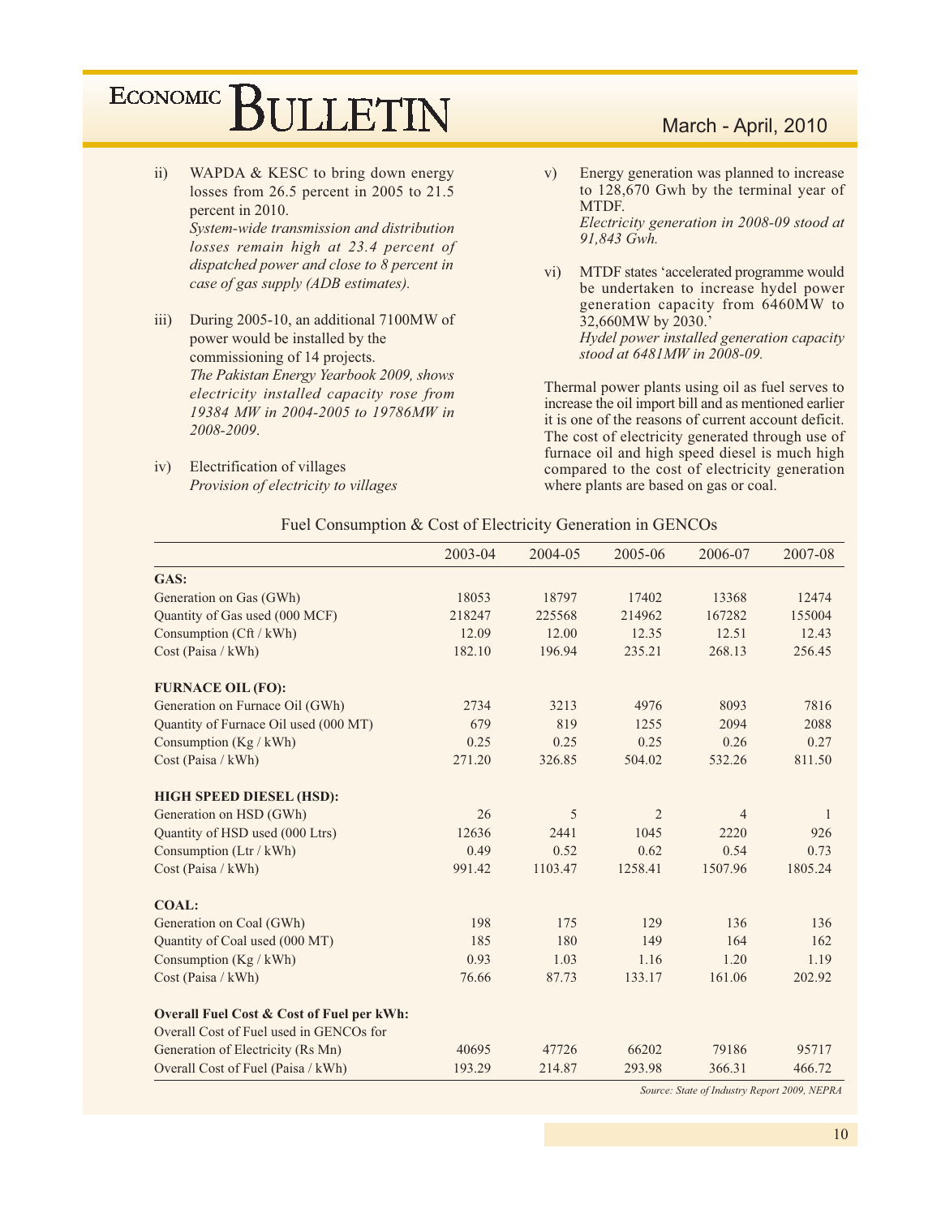ii) WAPDA & KESC to bring down energy losses from 26.5 percent in 2005 to 21.5 percent in 2010.
*System-wide transmission and distribution losses remain high at 23.4 percent of dispatched power and close to 8 percent in case of gas supply (ADB estimates).*

iii) During 2005-10, an additional 7100MW of power would be installed by the commissioning of 14 projects.
*The Pakistan Energy Yearbook 2009, shows electricity installed capacity rose from 19384 MW in 2004-2005 to 19786MW in 2008-2009.*

iv) Electrification of villages
*Provision of electricity to villages*

v) Energy generation was planned to increase to 128,670 Gwh by the terminal year of MTDF.
*Electricity generation in 2008-09 stood at 91,843 Gwh.*

vi) MTDF states 'accelerated programme would be undertaken to increase hydel power generation capacity from 6460MW to 32,660MW by 2030.'
*Hydel power installed generation capacity stood at 6481MW in 2008-09.*

Thermal power plants using oil as fuel serves to increase the oil import bill and as mentioned earlier it is one of the reasons of current account deficit. The cost of electricity generated through use of furnace oil and high speed diesel is much high compared to the cost of electricity generation where plants are based on gas or coal.

Fuel Consumption & Cost of Electricity Generation in GENCOs

| | 2003-04 | 2004-05 | 2005-06 | 2006-07 | 2007-08 |
|---|---|---|---|---|---|
| **GAS:** | | | | | |
| Generation on Gas (GWh) | 18053 | 18797 | 17402 | 13368 | 12474 |
| Quantity of Gas used (000 MCF) | 218247 | 225568 | 214962 | 167282 | 155004 |
| Consumption (Cft / kWh) | 12.09 | 12.00 | 12.35 | 12.51 | 12.43 |
| Cost (Paisa / kWh) | 182.10 | 196.94 | 235.21 | 268.13 | 256.45 |
| **FURNACE OIL (FO):** | | | | | |
| Generation on Furnace Oil (GWh) | 2734 | 3213 | 4976 | 8093 | 7816 |
| Quantity of Furnace Oil used (000 MT) | 679 | 819 | 1255 | 2094 | 2088 |
| Consumption (Kg / kWh) | 0.25 | 0.25 | 0.25 | 0.26 | 0.27 |
| Cost (Paisa / kWh) | 271.20 | 326.85 | 504.02 | 532.26 | 811.50 |
| **HIGH SPEED DIESEL (HSD):** | | | | | |
| Generation on HSD (GWh) | 26 | 5 | 2 | 4 | 1 |
| Quantity of HSD used (000 Ltrs) | 12636 | 2441 | 1045 | 2220 | 926 |
| Consumption (Ltr / kWh) | 0.49 | 0.52 | 0.62 | 0.54 | 0.73 |
| Cost (Paisa / kWh) | 991.42 | 1103.47 | 1258.41 | 1507.96 | 1805.24 |
| **COAL:** | | | | | |
| Generation on Coal (GWh) | 198 | 175 | 129 | 136 | 136 |
| Quantity of Coal used (000 MT) | 185 | 180 | 149 | 164 | 162 |
| Consumption (Kg / kWh) | 0.93 | 1.03 | 1.16 | 1.20 | 1.19 |
| Cost (Paisa / kWh) | 76.66 | 87.73 | 133.17 | 161.06 | 202.92 |
| **Overall Fuel Cost & Cost of Fuel per kWh:** | | | | | |
| Overall Cost of Fuel used in GENCOs for Generation of Electricity (Rs Mn) | 40695 | 47726 | 66202 | 79186 | 95717 |
| Overall Cost of Fuel (Paisa / kWh) | 193.29 | 214.87 | 293.98 | 366.31 | 466.72 |

*Source: State of Industry Report 2009, NEPRA*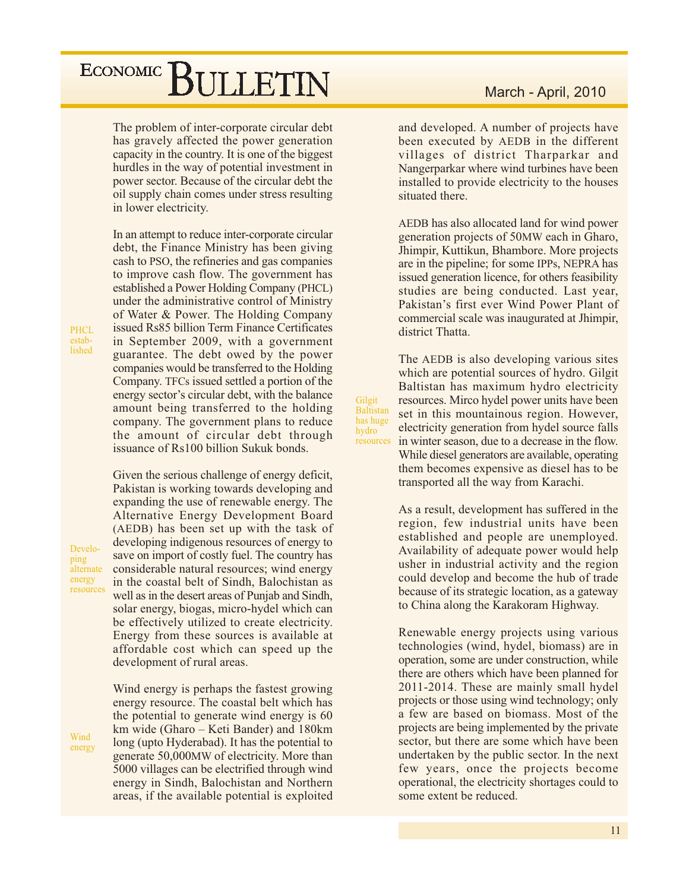The problem of inter-corporate circular debt has gravely affected the power generation capacity in the country. It is one of the biggest hurdles in the way of potential investment in power sector. Because of the circular debt the oil supply chain comes under stress resulting in lower electricity.

*PHCL established*

In an attempt to reduce inter-corporate circular debt, the Finance Ministry has been giving cash to PSO, the refineries and gas companies to improve cash flow. The government has established a Power Holding Company (PHCL) under the administrative control of Ministry of Water & Power. The Holding Company issued Rs85 billion Term Finance Certificates in September 2009, with a government guarantee. The debt owed by the power companies would be transferred to the Holding Company. TFCs issued settled a portion of the energy sector's circular debt, with the balance amount being transferred to the holding company. The government plans to reduce the amount of circular debt through issuance of Rs100 billion Sukuk bonds.

*Developing alternate energy resources*

Given the serious challenge of energy deficit, Pakistan is working towards developing and expanding the use of renewable energy. The Alternative Energy Development Board (AEDB) has been set up with the task of developing indigenous resources of energy to save on import of costly fuel. The country has considerable natural resources; wind energy in the coastal belt of Sindh, Balochistan as well as in the desert areas of Punjab and Sindh, solar energy, biogas, micro-hydel which can be effectively utilized to create electricity. Energy from these sources is available at affordable cost which can speed up the development of rural areas.

*Wind energy*

Wind energy is perhaps the fastest growing energy resource. The coastal belt which has the potential to generate wind energy is 60 km wide (Gharo – Keti Bander) and 180km long (upto Hyderabad). It has the potential to generate 50,000MW of electricity. More than 5000 villages can be electrified through wind energy in Sindh, Balochistan and Northern areas, if the available potential is exploited and developed. A number of projects have been executed by AEDB in the different villages of district Tharparkar and Nangerparkar where wind turbines have been installed to provide electricity to the houses situated there.

AEDB has also allocated land for wind power generation projects of 50MW each in Gharo, Jhimpir, Kuttikun, Bhambore. More projects are in the pipeline; for some IPPs, NEPRA has issued generation licence, for others feasibility studies are being conducted. Last year, Pakistan's first ever Wind Power Plant of commercial scale was inaugurated at Jhimpir, district Thatta.

*Gilgit Baltistan has huge hydro resources*

The AEDB is also developing various sites which are potential sources of hydro. Gilgit Baltistan has maximum hydro electricity resources. Mirco hydel power units have been set in this mountainous region. However, electricity generation from hydel source falls in winter season, due to a decrease in the flow. While diesel generators are available, operating them becomes expensive as diesel has to be transported all the way from Karachi.

As a result, development has suffered in the region, few industrial units have been established and people are unemployed. Availability of adequate power would help usher in industrial activity and the region could develop and become the hub of trade because of its strategic location, as a gateway to China along the Karakoram Highway.

Renewable energy projects using various technologies (wind, hydel, biomass) are in operation, some are under construction, while there are others which have been planned for 2011-2014. These are mainly small hydel projects or those using wind technology; only a few are based on biomass. Most of the projects are being implemented by the private sector, but there are some which have been undertaken by the public sector. In the next few years, once the projects become operational, the electricity shortages could to some extent be reduced.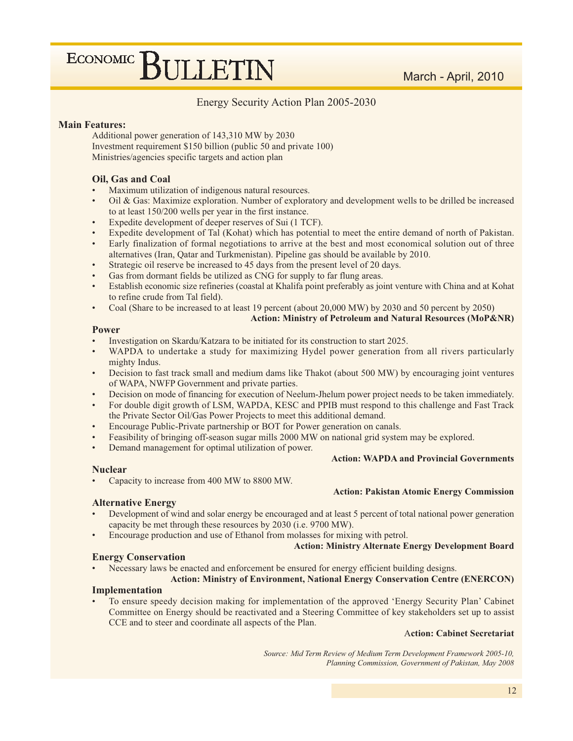## Energy Security Action Plan 2005-2030

**Main Features:**

Additional power generation of 143,310 MW by 2030
Investment requirement $150 billion (public 50 and private 100)
Ministries/agencies specific targets and action plan

### Oil, Gas and Coal

- Maximum utilization of indigenous natural resources.
- Oil & Gas: Maximize exploration. Number of exploratory and development wells to be drilled be increased to at least 150/200 wells per year in the first instance.
- Expedite development of deeper reserves of Sui (1 TCF).
- Expedite development of Tal (Kohat) which has potential to meet the entire demand of north of Pakistan.
- Early finalization of formal negotiations to arrive at the best and most economical solution out of three alternatives (Iran, Qatar and Turkmenistan). Pipeline gas should be available by 2010.
- Strategic oil reserve be increased to 45 days from the present level of 20 days.
- Gas from dormant fields be utilized as CNG for supply to far flung areas.
- Establish economic size refineries (coastal at Khalifa point preferably as joint venture with China and at Kohat to refine crude from Tal field).
- Coal (Share to be increased to at least 19 percent (about 20,000 MW) by 2030 and 50 percent by 2050)

**Action: Ministry of Petroleum and Natural Resources (MoP&NR)**

### Power

- Investigation on Skardu/Katzara to be initiated for its construction to start 2025.
- WAPDA to undertake a study for maximizing Hydel power generation from all rivers particularly mighty Indus.
- Decision to fast track small and medium dams like Thakot (about 500 MW) by encouraging joint ventures of WAPA, NWFP Government and private parties.
- Decision on mode of financing for execution of Neelum-Jhelum power project needs to be taken immediately.
- For double digit growth of LSM, WAPDA, KESC and PPIB must respond to this challenge and Fast Track the Private Sector Oil/Gas Power Projects to meet this additional demand.
- Encourage Public-Private partnership or BOT for Power generation on canals.
- Feasibility of bringing off-season sugar mills 2000 MW on national grid system may be explored.
- Demand management for optimal utilization of power.

**Action: WAPDA and Provincial Governments**

### Nuclear

- Capacity to increase from 400 MW to 8800 MW.

**Action: Pakistan Atomic Energy Commission**

### Alternative Energy

- Development of wind and solar energy be encouraged and at least 5 percent of total national power generation capacity be met through these resources by 2030 (i.e. 9700 MW).
- Encourage production and use of Ethanol from molasses for mixing with petrol.

**Action: Ministry Alternate Energy Development Board**

### Energy Conservation

- Necessary laws be enacted and enforcement be ensured for energy efficient building designs.

**Action: Ministry of Environment, National Energy Conservation Centre (ENERCON)**

### Implementation

- To ensure speedy decision making for implementation of the approved 'Energy Security Plan' Cabinet Committee on Energy should be reactivated and a Steering Committee of key stakeholders set up to assist CCE and to steer and coordinate all aspects of the Plan.

**Action: Cabinet Secretariat**

*Source: Mid Term Review of Medium Term Development Framework 2005-10, Planning Commission, Government of Pakistan, May 2008*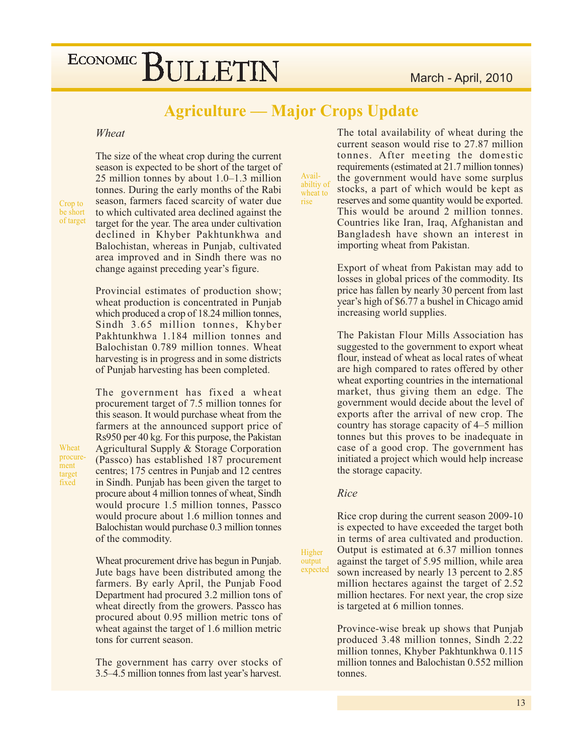# Agriculture — Major Crops Update

## *Wheat*

Crop to be short of target

The size of the wheat crop during the current season is expected to be short of the target of 25 million tonnes by about 1.0–1.3 million tonnes. During the early months of the Rabi season, farmers faced scarcity of water due to which cultivated area declined against the target for the year. The area under cultivation declined in Khyber Pakhtunkhwa and Balochistan, whereas in Punjab, cultivated area improved and in Sindh there was no change against preceding year's figure.

Provincial estimates of production show; wheat production is concentrated in Punjab which produced a crop of 18.24 million tonnes, Sindh 3.65 million tonnes, Khyber Pakhtunkhwa 1.184 million tonnes and Balochistan 0.789 million tonnes. Wheat harvesting is in progress and in some districts of Punjab harvesting has been completed.

Wheat procurement target fixed

The government has fixed a wheat procurement target of 7.5 million tonnes for this season. It would purchase wheat from the farmers at the announced support price of Rs950 per 40 kg. For this purpose, the Pakistan Agricultural Supply & Storage Corporation (Passco) has established 187 procurement centres; 175 centres in Punjab and 12 centres in Sindh. Punjab has been given the target to procure about 4 million tonnes of wheat, Sindh would procure 1.5 million tonnes, Passco would procure about 1.6 million tonnes and Balochistan would purchase 0.3 million tonnes of the commodity.

Wheat procurement drive has begun in Punjab. Jute bags have been distributed among the farmers. By early April, the Punjab Food Department had procured 3.2 million tons of wheat directly from the growers. Passco has procured about 0.95 million metric tons of wheat against the target of 1.6 million metric tons for current season.

The government has carry over stocks of 3.5–4.5 million tonnes from last year's harvest.

Avail-abiltiy of wheat to rise

The total availability of wheat during the current season would rise to 27.87 million tonnes. After meeting the domestic requirements (estimated at 21.7 million tonnes) the government would have some surplus stocks, a part of which would be kept as reserves and some quantity would be exported. This would be around 2 million tonnes. Countries like Iran, Iraq, Afghanistan and Bangladesh have shown an interest in importing wheat from Pakistan.

Export of wheat from Pakistan may add to losses in global prices of the commodity. Its price has fallen by nearly 30 percent from last year's high of $6.77 a bushel in Chicago amid increasing world supplies.

The Pakistan Flour Mills Association has suggested to the government to export wheat flour, instead of wheat as local rates of wheat are high compared to rates offered by other wheat exporting countries in the international market, thus giving them an edge. The government would decide about the level of exports after the arrival of new crop. The country has storage capacity of 4–5 million tonnes but this proves to be inadequate in case of a good crop. The government has initiated a project which would help increase the storage capacity.

## *Rice*

Higher output expected

Rice crop during the current season 2009-10 is expected to have exceeded the target both in terms of area cultivated and production. Output is estimated at 6.37 million tonnes against the target of 5.95 million, while area sown increased by nearly 13 percent to 2.85 million hectares against the target of 2.52 million hectares. For next year, the crop size is targeted at 6 million tonnes.

Province-wise break up shows that Punjab produced 3.48 million tonnes, Sindh 2.22 million tonnes, Khyber Pakhtunkhwa 0.115 million tonnes and Balochistan 0.552 million tonnes.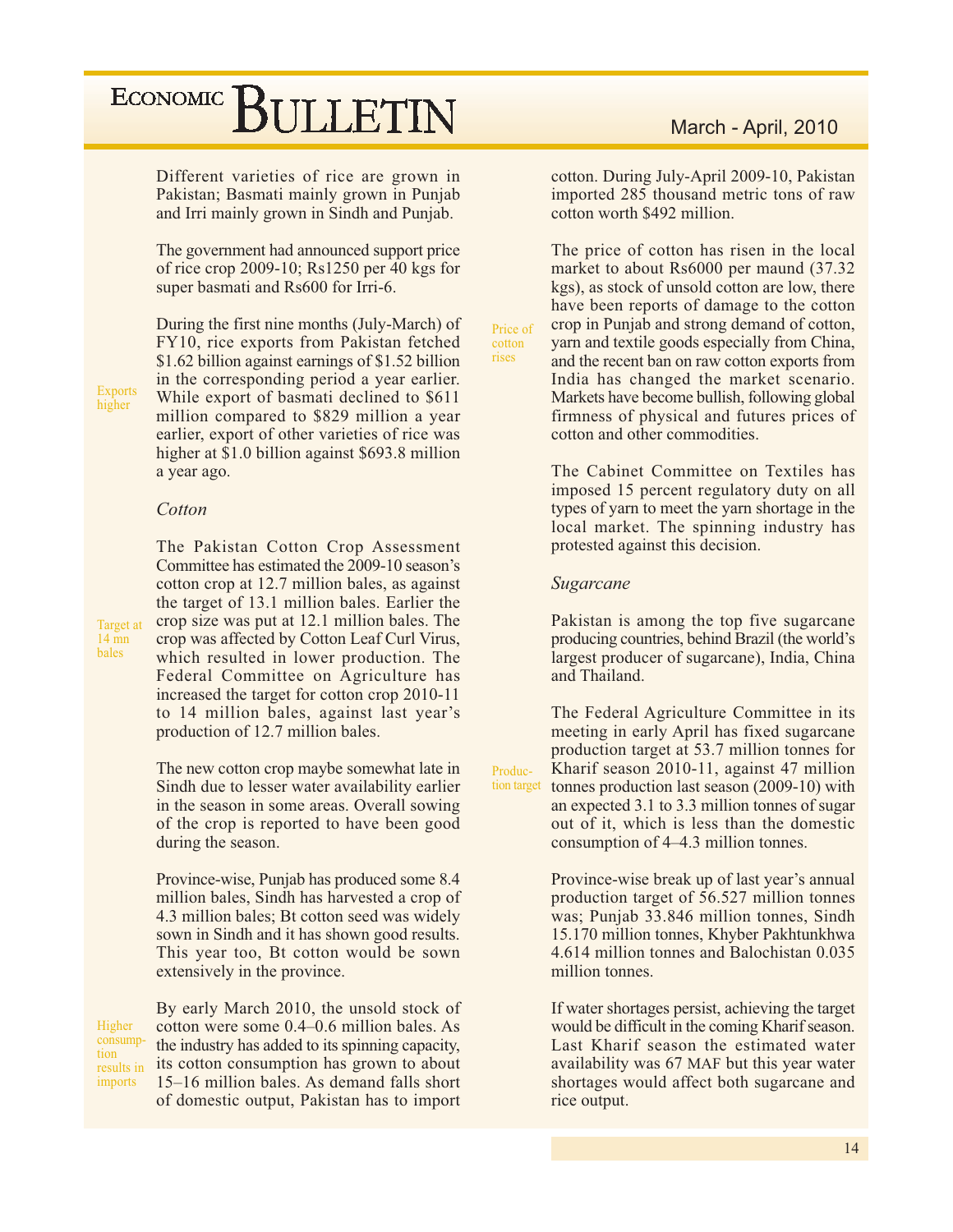Different varieties of rice are grown in Pakistan; Basmati mainly grown in Punjab and Irri mainly grown in Sindh and Punjab.

The government had announced support price of rice crop 2009-10; Rs1250 per 40 kgs for super basmati and Rs600 for Irri-6.

Exports higher

During the first nine months (July-March) of FY10, rice exports from Pakistan fetched \$1.62 billion against earnings of \$1.52 billion in the corresponding period a year earlier. While export of basmati declined to \$611 million compared to \$829 million a year earlier, export of other varieties of rice was higher at \$1.0 billion against \$693.8 million a year ago.

### *Cotton*

Target at 14 mn bales

The Pakistan Cotton Crop Assessment Committee has estimated the 2009-10 season's cotton crop at 12.7 million bales, as against the target of 13.1 million bales. Earlier the crop size was put at 12.1 million bales. The crop was affected by Cotton Leaf Curl Virus, which resulted in lower production. The Federal Committee on Agriculture has increased the target for cotton crop 2010-11 to 14 million bales, against last year's production of 12.7 million bales.

The new cotton crop maybe somewhat late in Sindh due to lesser water availability earlier in the season in some areas. Overall sowing of the crop is reported to have been good during the season.

Province-wise, Punjab has produced some 8.4 million bales, Sindh has harvested a crop of 4.3 million bales; Bt cotton seed was widely sown in Sindh and it has shown good results. This year too, Bt cotton would be sown extensively in the province.

Higher consumption results in imports

By early March 2010, the unsold stock of cotton were some 0.4–0.6 million bales. As the industry has added to its spinning capacity, its cotton consumption has grown to about 15–16 million bales. As demand falls short of domestic output, Pakistan has to import cotton. During July-April 2009-10, Pakistan imported 285 thousand metric tons of raw cotton worth \$492 million.

Price of cotton rises

The price of cotton has risen in the local market to about Rs6000 per maund (37.32 kgs), as stock of unsold cotton are low, there have been reports of damage to the cotton crop in Punjab and strong demand of cotton, yarn and textile goods especially from China, and the recent ban on raw cotton exports from India has changed the market scenario. Markets have become bullish, following global firmness of physical and futures prices of cotton and other commodities.

The Cabinet Committee on Textiles has imposed 15 percent regulatory duty on all types of yarn to meet the yarn shortage in the local market. The spinning industry has protested against this decision.

### *Sugarcane*

Pakistan is among the top five sugarcane producing countries, behind Brazil (the world's largest producer of sugarcane), India, China and Thailand.

Production target

The Federal Agriculture Committee in its meeting in early April has fixed sugarcane production target at 53.7 million tonnes for Kharif season 2010-11, against 47 million tonnes production last season (2009-10) with an expected 3.1 to 3.3 million tonnes of sugar out of it, which is less than the domestic consumption of 4–4.3 million tonnes.

Province-wise break up of last year's annual production target of 56.527 million tonnes was; Punjab 33.846 million tonnes, Sindh 15.170 million tonnes, Khyber Pakhtunkhwa 4.614 million tonnes and Balochistan 0.035 million tonnes.

If water shortages persist, achieving the target would be difficult in the coming Kharif season. Last Kharif season the estimated water availability was 67 MAF but this year water shortages would affect both sugarcane and rice output.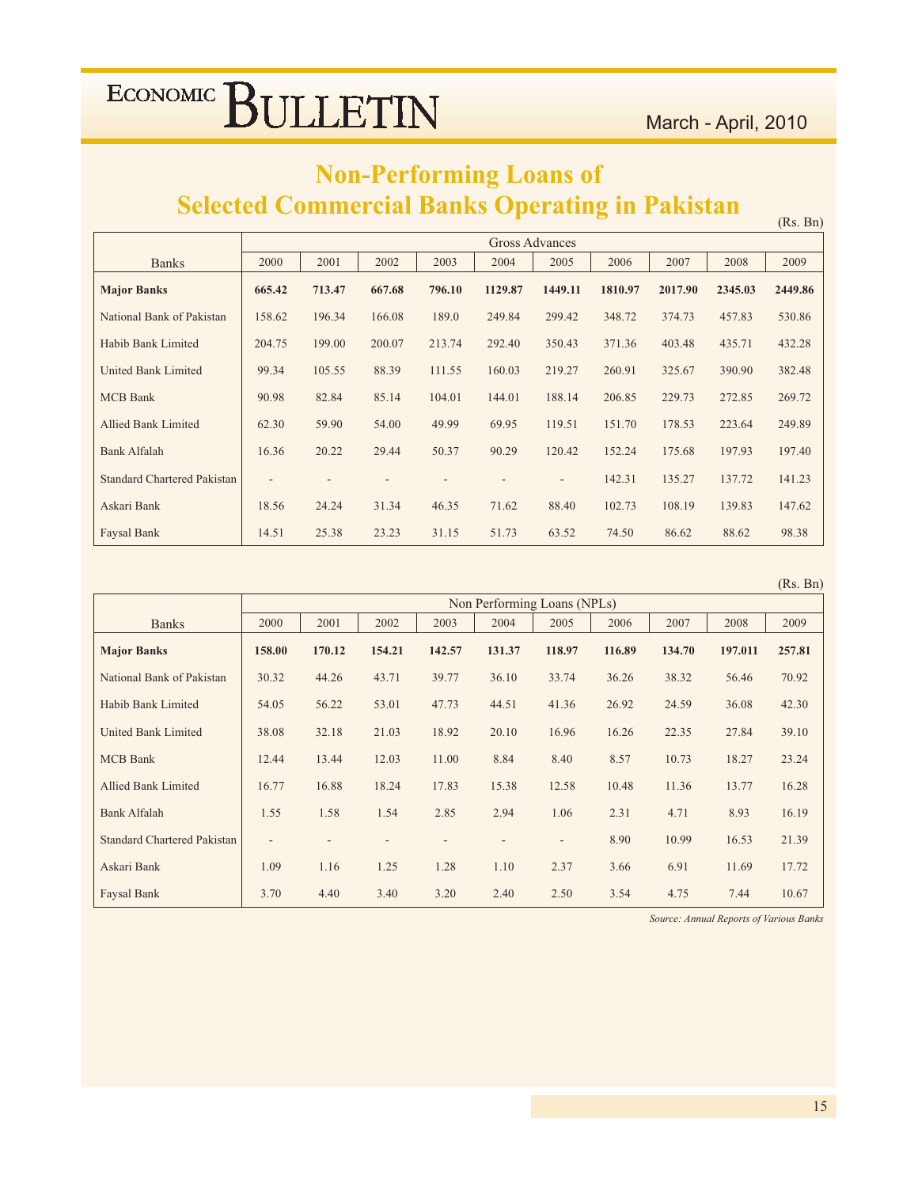# Non-Performing Loans of Selected Commercial Banks Operating in Pakistan

(Rs. Bn)

| Banks | Gross Advances | | | | | | | | | |
|---|---|---|---|---|---|---|---|---|---|---|
| | 2000 | 2001 | 2002 | 2003 | 2004 | 2005 | 2006 | 2007 | 2008 | 2009 |
| **Major Banks** | **665.42** | **713.47** | **667.68** | **796.10** | **1129.87** | **1449.11** | **1810.97** | **2017.90** | **2345.03** | **2449.86** |
| National Bank of Pakistan | 158.62 | 196.34 | 166.08 | 189.0 | 249.84 | 299.42 | 348.72 | 374.73 | 457.83 | 530.86 |
| Habib Bank Limited | 204.75 | 199.00 | 200.07 | 213.74 | 292.40 | 350.43 | 371.36 | 403.48 | 435.71 | 432.28 |
| United Bank Limited | 99.34 | 105.55 | 88.39 | 111.55 | 160.03 | 219.27 | 260.91 | 325.67 | 390.90 | 382.48 |
| MCB Bank | 90.98 | 82.84 | 85.14 | 104.01 | 144.01 | 188.14 | 206.85 | 229.73 | 272.85 | 269.72 |
| Allied Bank Limited | 62.30 | 59.90 | 54.00 | 49.99 | 69.95 | 119.51 | 151.70 | 178.53 | 223.64 | 249.89 |
| Bank Alfalah | 16.36 | 20.22 | 29.44 | 50.37 | 90.29 | 120.42 | 152.24 | 175.68 | 197.93 | 197.40 |
| Standard Chartered Pakistan | - | - | - | - | - | - | 142.31 | 135.27 | 137.72 | 141.23 |
| Askari Bank | 18.56 | 24.24 | 31.34 | 46.35 | 71.62 | 88.40 | 102.73 | 108.19 | 139.83 | 147.62 |
| Faysal Bank | 14.51 | 25.38 | 23.23 | 31.15 | 51.73 | 63.52 | 74.50 | 86.62 | 88.62 | 98.38 |

(Rs. Bn)

| Banks | Non Performing Loans (NPLs) | | | | | | | | | |
|---|---|---|---|---|---|---|---|---|---|---|
| | 2000 | 2001 | 2002 | 2003 | 2004 | 2005 | 2006 | 2007 | 2008 | 2009 |
| **Major Banks** | **158.00** | **170.12** | **154.21** | **142.57** | **131.37** | **118.97** | **116.89** | **134.70** | **197.011** | **257.81** |
| National Bank of Pakistan | 30.32 | 44.26 | 43.71 | 39.77 | 36.10 | 33.74 | 36.26 | 38.32 | 56.46 | 70.92 |
| Habib Bank Limited | 54.05 | 56.22 | 53.01 | 47.73 | 44.51 | 41.36 | 26.92 | 24.59 | 36.08 | 42.30 |
| United Bank Limited | 38.08 | 32.18 | 21.03 | 18.92 | 20.10 | 16.96 | 16.26 | 22.35 | 27.84 | 39.10 |
| MCB Bank | 12.44 | 13.44 | 12.03 | 11.00 | 8.84 | 8.40 | 8.57 | 10.73 | 18.27 | 23.24 |
| Allied Bank Limited | 16.77 | 16.88 | 18.24 | 17.83 | 15.38 | 12.58 | 10.48 | 11.36 | 13.77 | 16.28 |
| Bank Alfalah | 1.55 | 1.58 | 1.54 | 2.85 | 2.94 | 1.06 | 2.31 | 4.71 | 8.93 | 16.19 |
| Standard Chartered Pakistan | - | - | - | - | - | - | 8.90 | 10.99 | 16.53 | 21.39 |
| Askari Bank | 1.09 | 1.16 | 1.25 | 1.28 | 1.10 | 2.37 | 3.66 | 6.91 | 11.69 | 17.72 |
| Faysal Bank | 3.70 | 4.40 | 3.40 | 3.20 | 2.40 | 2.50 | 3.54 | 4.75 | 7.44 | 10.67 |

*Source: Annual Reports of Various Banks*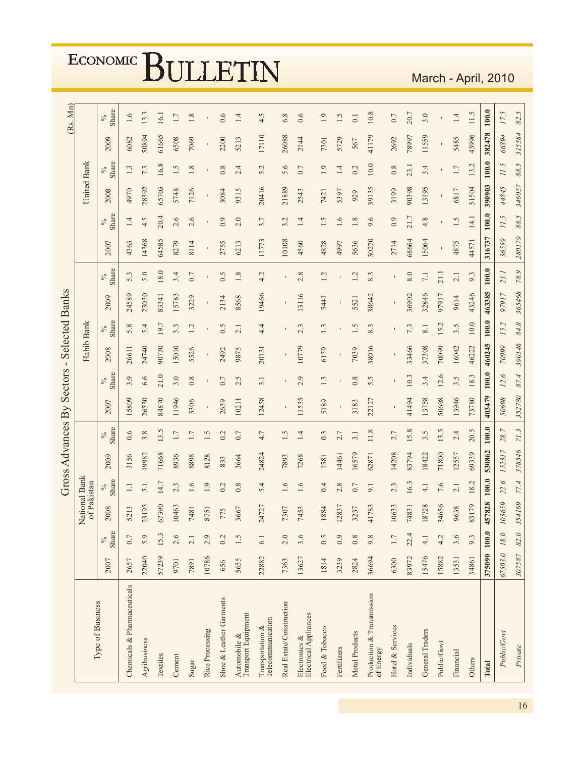## Gross Advances By Sectors - Selected Banks

(Rs. Mn)

| Type of Business | National Bank of Pakistan | | | | | | Habib Bank | | | | | | United Bank | | | | | |
|---|---|---|---|---|---|---|---|---|---|---|---|---|---|---|---|---|---|---|
| | 2007 | % Share | 2008 | % Share | 2009 | % Share | 2007 | % Share | 2008 | % Share | 2009 | % Share | 2007 | % Share | 2008 | % Share | 2009 | % Share |
| Chemicals & Pharmaceuticals | 2657 | 0.7 | 5213 | 1.1 | 3156 | 0.6 | 15809 | 3.9 | 26611 | 5.8 | 24589 | 5.3 | 4363 | 1.4 | 4970 | 1.3 | 6082 | 1.6 |
| Agribusiness | 22040 | 5.9 | 23195 | 5.1 | 19982 | 3.8 | 26530 | 6.6 | 24740 | 5.4 | 23030 | 5.0 | 14368 | 4.5 | 28392 | 7.3 | 50894 | 13.3 |
| Textiles | 57239 | 15.3 | 67390 | 14.7 | 71668 | 13.5 | 84870 | 21.0 | 90730 | 19.7 | 83341 | 18.0 | 64585 | 20.4 | 65703 | 16.8 | 61665 | 16.1 |
| Cement | 9701 | 2.6 | 10463 | 2.3 | 8936 | 1.7 | 11946 | 3.0 | 15010 | 3.3 | 15783 | 3.4 | 8279 | 2.6 | 5748 | 1.5 | 6508 | 1.7 |
| Sugar | 7891 | 2.1 | 7481 | 1.6 | 8898 | 1.7 | 3306 | 0.8 | 5526 | 1.2 | 3229 | 0.7 | 8114 | 2.6 | 7126 | 1.8 | 7069 | 1.8 |
| Rice Processing | 10786 | 2.9 | 8751 | 1.9 | 8128 | 1.5 | - | - | - | - | - | - | - | - | - | - | - | - |
| Shoe & Leather Garments | 656 | 0.2 | 775 | 0.2 | 833 | 0.2 | 2639 | 0.7 | 2492 | 0.5 | 2134 | 0.5 | 2755 | 0.9 | 3084 | 0.8 | 2200 | 0.6 |
| Automobile & Transport Equipment | 5655 | 1.5 | 3667 | 0.8 | 3664 | 0.7 | 10211 | 2.5 | 9875 | 2.1 | 8568 | 1.8 | 6213 | 2.0 | 9315 | 2.4 | 5213 | 1.4 |
| Transportation & Telecommunication | 22882 | 6.1 | 24727 | 5.4 | 24824 | 4.7 | 12458 | 3.1 | 20131 | 4.4 | 19466 | 4.2 | 11773 | 3.7 | 20416 | 5.2 | 17110 | 4.5 |
| Real Estate/Construction | 7363 | 2.0 | 7307 | 1.6 | 7893 | 1.5 | - | - | - | - | - | - | 10108 | 3.2 | 21889 | 5.6 | 26088 | 6.8 |
| Electronics & Electrical Appliances | 13627 | 3.6 | 7453 | 1.6 | 7268 | 1.4 | 11535 | 2.9 | 10779 | 2.3 | 13116 | 2.8 | 4560 | 1.4 | 2543 | 0.7 | 2144 | 0.6 |
| Food & Tobacco | 1814 | 0.5 | 1884 | 0.4 | 1581 | 0.3 | 5189 | 1.3 | 6159 | 1.3 | 5441 | 1.2 | 4828 | 1.5 | 7421 | 1.9 | 7301 | 1.9 |
| Fertilizers | 3239 | 0.9 | 12837 | 2.8 | 14461 | 2.7 | - | - | - | - | - | - | 4997 | 1.6 | 5397 | 1.4 | 5729 | 1.5 |
| Metal Products | 2824 | 0.8 | 3237 | 0.7 | 16579 | 3.1 | 3183 | 0.8 | 7039 | 1.5 | 5521 | 1.2 | 5636 | 1.8 | 929 | 0.2 | 567 | 0.1 |
| Production & Transmission of Energy | 36694 | 9.8 | 41783 | 9.1 | 62871 | 11.8 | 22127 | 5.5 | 38016 | 8.3 | 38642 | 8.3 | 30270 | 9.6 | 39135 | 10.0 | 41179 | 10.8 |
| Hotel & Services | 6300 | 1.7 | 10633 | 2.3 | 14208 | 2.7 | - | - | - | - | - | - | 2714 | 0.9 | 3199 | 0.8 | 2692 | 0.7 |
| Individuals | 83972 | 22.4 | 74831 | 16.3 | 83794 | 15.8 | 41494 | 10.3 | 33466 | 7.3 | 36902 | 8.0 | 68664 | 21.7 | 90398 | 23.1 | 78997 | 20.7 |
| General Traders | 15476 | 4.1 | 18728 | 4.1 | 18422 | 3.5 | 13758 | 3.4 | 37308 | 8.1 | 32846 | 7.1 | 15064 | 4.8 | 13195 | 3.4 | 11559 | 3.0 |
| Public/Govt | 15882 | 4.2 | 34656 | 7.6 | 71800 | 13.5 | 50698 | 12.6 | 70099 | 15.2 | 97917 | 21.1 | - | - | - | - | - | - |
| Financial | 13531 | 3.6 | 9638 | 2.1 | 12557 | 2.4 | 13946 | 3.5 | 16042 | 3.5 | 9614 | 2.1 | 4875 | 1.5 | 6817 | 1.7 | 5485 | 1.4 |
| Others | 34861 | 9.3 | 83179 | 18.2 | 69339 | 20.5 | 73780 | 18.3 | 46222 | 10.0 | 43246 | 9.3 | 44571 | 14.1 | 51504 | 13.2 | 43996 | 11.5 |
| **Total** | **375090** | **100.0** | **457828** | **100.0** | **530862** | **100.0** | **403479** | **100.0** | **460245** | **100.0** | **463385** | **100.0** | **316737** | **100.0** | **390903** | **100.0** | **382478** | **100.0** |
| *Public/Govt* | *67503.0* | *18.0* | *103659* | *22.6* | *152317* | *28.7* | *50698* | *12.6* | *70099* | *15.2* | *97917* | *21.1* | *36559* | *11.5* | *44845* | *11.5* | *66894* | *17.5* |
| *Private* | *307587* | *82.0* | *354169* | *77.4* | *378546* | *71.3* | *352780* | *87.4* | *390146* | *84.8* | *365468* | *78.9* | *280179* | *88.5* | *346057* | *88.5* | *315584* | *82.5* |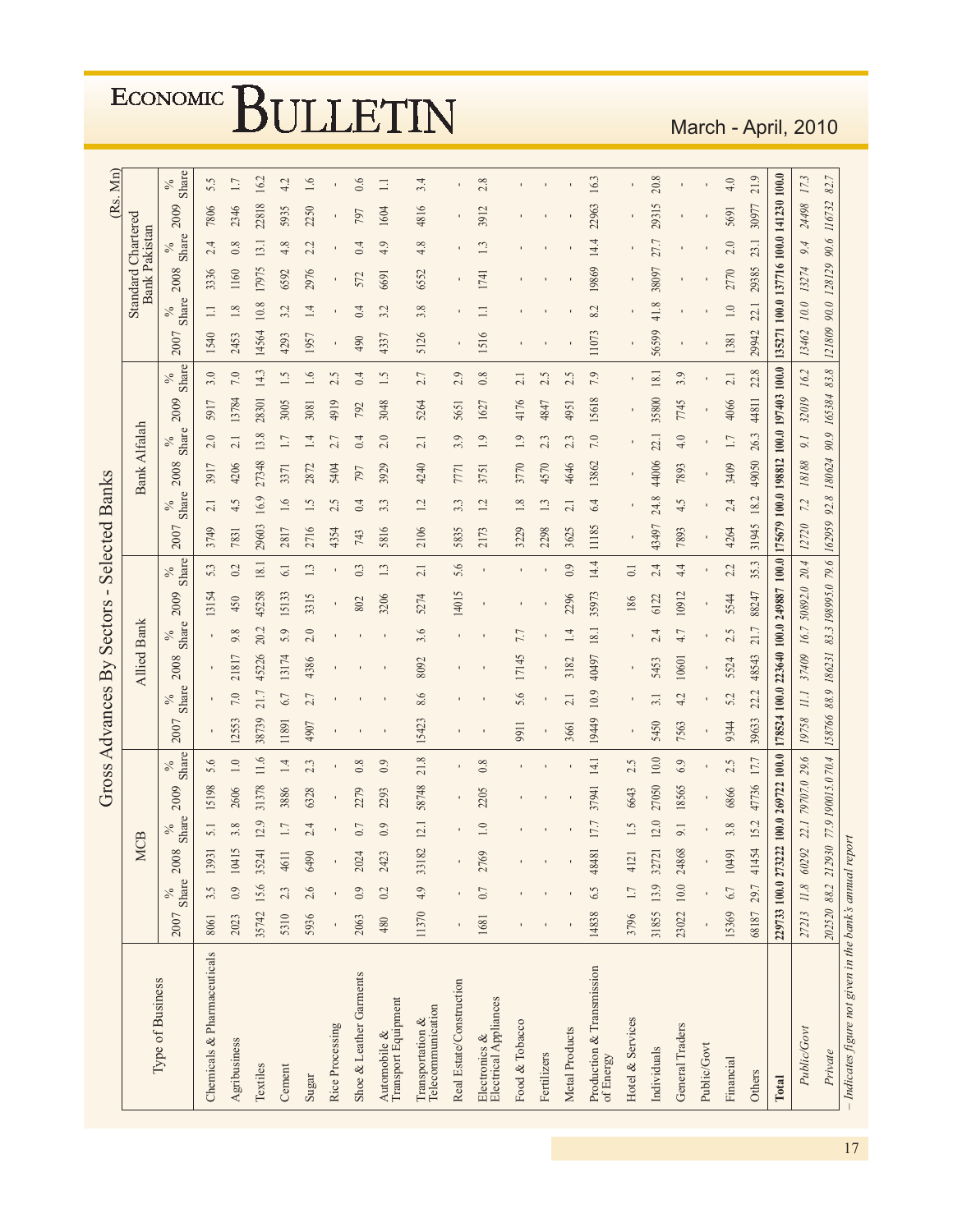## Gross Advances By Sectors - Selected Banks

(Rs. Mn)

| Type of Business | MCB | | | | | | Allied Bank | | | | | | Bank Alfalah | | | | | | Standard Chartered Bank Pakistan | | | | | |
|---|---|---|---|---|---|---|---|---|---|---|---|---|---|---|---|---|---|---|---|---|---|---|---|---|
| | 2007 | % Share | 2008 | % Share | 2009 | % Share | 2007 | % Share | 2008 | % Share | 2009 | % Share | 2007 | % Share | 2008 | % Share | 2009 | % Share | 2007 | % Share | 2008 | % Share | 2009 | % Share |
| Chemicals & Pharmaceuticals | 8061 | 3.5 | 13931 | 5.1 | 15198 | 5.6 | - | - | - | - | 13154 | 5.3 | 3749 | 2.1 | 3917 | 2.0 | 5917 | 3.0 | 1540 | 1.1 | 3336 | 2.4 | 7806 | 5.5 |
| Agribusiness | 2023 | 0.9 | 10415 | 3.8 | 2606 | 1.0 | 12553 | 7.0 | 21817 | 9.8 | 450 | 0.2 | 7831 | 4.5 | 4206 | 2.1 | 13784 | 7.0 | 2453 | 1.8 | 1160 | 0.8 | 2346 | 1.7 |
| Textiles | 35742 | 15.6 | 35241 | 12.9 | 31378 | 11.6 | 38739 | 21.7 | 45226 | 20.2 | 45258 | 18.1 | 29603 | 16.9 | 27348 | 13.8 | 28301 | 14.3 | 14564 | 10.8 | 17975 | 13.1 | 22818 | 16.2 |
| Cement | 5310 | 2.3 | 4611 | 1.7 | 3886 | 1.4 | 11891 | 6.7 | 13174 | 5.9 | 15133 | 6.1 | 2817 | 1.6 | 3371 | 1.7 | 3005 | 1.5 | 4293 | 3.2 | 6592 | 4.8 | 5935 | 4.2 |
| Sugar | 5936 | 2.6 | 6490 | 2.4 | 6328 | 2.3 | 4907 | 2.7 | 4386 | 2.0 | 3315 | 1.3 | 2716 | 1.5 | 2872 | 1.4 | 3081 | 1.6 | 1957 | 1.4 | 2976 | 2.2 | 2250 | 1.6 |
| Rice Processing | - | - | - | - | - | - | - | - | - | - | - | - | 4354 | 2.5 | 5404 | 2.7 | 4919 | 2.5 | - | - | - | - | - | - |
| Shoe & Leather Garments | 2063 | 0.9 | 2024 | 0.7 | 2279 | 0.8 | - | - | - | - | 802 | 0.3 | 743 | 0.4 | 797 | 0.4 | 792 | 0.4 | 490 | 0.4 | 572 | 0.4 | 797 | 0.6 |
| Automobile & Transport Equipment | 480 | 0.2 | 2423 | 0.9 | 2293 | 0.9 | - | - | - | - | 3206 | 1.3 | 5816 | 3.3 | 3929 | 2.0 | 3048 | 1.5 | 4337 | 3.2 | 6691 | 4.9 | 1604 | 1.1 |
| Transportation & Telecommunication | 11370 | 4.9 | 33182 | 12.1 | 58748 | 21.8 | 15423 | 8.6 | 8092 | 3.6 | 5274 | 2.1 | 2106 | 1.2 | 4240 | 2.1 | 5264 | 2.7 | 5126 | 3.8 | 6552 | 4.8 | 4816 | 3.4 |
| Real Estate/Construction | - | - | - | - | - | - | - | - | - | - | 14015 | 5.6 | 5835 | 3.3 | 7771 | 3.9 | 5651 | 2.9 | - | - | - | - | - | - |
| Electronics & Electrical Appliances | 1681 | 0.7 | 2769 | 1.0 | 2205 | 0.8 | - | - | - | - | - | - | 2173 | 1.2 | 3751 | 1.9 | 1627 | 0.8 | 1516 | 1.1 | 1741 | 1.3 | 3912 | 2.8 |
| Food & Tobacco | - | - | - | - | - | - | 9911 | 5.6 | 17145 | 7.7 | - | - | 3229 | 1.8 | 3770 | 1.9 | 4176 | 2.1 | - | - | - | - | - | - |
| Fertilizers | - | - | - | - | - | - | - | - | - | - | - | - | 2298 | 1.3 | 4570 | 2.3 | 4847 | 2.5 | - | - | - | - | - | - |
| Metal Products | - | - | - | - | - | - | 3661 | 2.1 | 3182 | 1.4 | 2296 | 0.9 | 3625 | 2.1 | 4646 | 2.3 | 4951 | 2.5 | - | - | - | - | - | - |
| Production & Transmission of Energy | 14838 | 6.5 | 48481 | 17.7 | 37941 | 14.1 | 19449 | 10.9 | 40497 | 18.1 | 35973 | 14.4 | 11185 | 6.4 | 13862 | 7.0 | 15618 | 7.9 | 11073 | 8.2 | 19869 | 14.4 | 22963 | 16.3 |
| Hotel & Services | 3796 | 1.7 | 4121 | 1.5 | 6643 | 2.5 | - | - | - | - | 186 | 0.1 | - | - | - | - | - | - | - | - | - | - | - | - |
| Individuals | 31855 | 13.9 | 32721 | 12.0 | 27050 | 10.0 | 5450 | 3.1 | 5453 | 2.4 | 6122 | 2.4 | 43497 | 24.8 | 44006 | 22.1 | 35800 | 18.1 | 56599 | 41.8 | 38097 | 27.7 | 29315 | 20.8 |
| General Traders | 23022 | 10.0 | 24868 | 9.1 | 18565 | 6.9 | 7563 | 4.2 | 10601 | 4.7 | 10912 | 4.4 | 7893 | 4.5 | 7893 | 4.0 | 7745 | 3.9 | - | - | - | - | - | - |
| Public/Govt | - | - | - | - | - | - | - | - | - | - | - | - | - | - | - | - | - | - | - | - | - | - | - | - |
| Financial | 15369 | 6.7 | 10491 | 3.8 | 6866 | 2.5 | 9344 | 5.2 | 5524 | 2.5 | 5544 | 2.2 | 4264 | 2.4 | 3409 | 1.7 | 4066 | 2.1 | 1381 | 1.0 | 2770 | 2.0 | 5691 | 4.0 |
| Others | 68187 | 29.7 | 41454 | 15.2 | 47736 | 17.7 | 39633 | 22.2 | 48543 | 21.7 | 88247 | 35.3 | 31945 | 18.2 | 49050 | 26.3 | 44811 | 22.8 | 29942 | 22.1 | 29385 | 23.1 | 30977 | 21.9 |
| **Total** | **229733** | **100.0** | **273222** | **100.0** | **269722** | **100.0** | **178524** | **100.0** | **223640** | **100.0** | **249887** | **100.0** | **175679** | **100.0** | **198812** | **100.0** | **197403** | **100.0** | **135271** | **100.0** | **137716** | **100.0** | **141230** | **100.0** |
| *Public/Govt* | *27213* | *11.8* | *60292* | *22.1* | *79707.0* | *29.6* | *19758* | *11.1* | *37409* | *16.7* | *50892.0* | *20.4* | *12720* | *7.2* | *18188* | *9.1* | *32019* | *16.2* | *13462* | *10.0* | *13274* | *9.4* | *24498* | *17.3* |
| *Private* | *202520* | *88.2* | *212930* | *77.9* | *190015.0* | *70.4* | *158766* | *88.9* | *186231* | *83.3* | *198995.0* | *79.6* | *162959* | *92.8* | *180624* | *90.9* | *165384* | *83.8* | *121809* | *90.0* | *128129* | *90.6* | *116732* | *82.7* |

*- Indicates figure not given in the bank's annual report*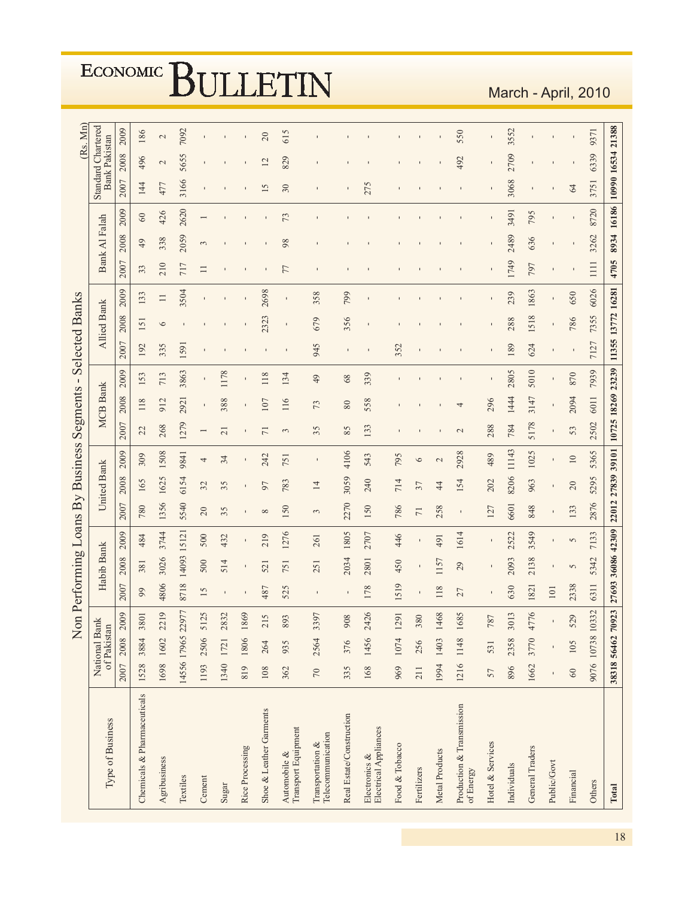## Non Performing Loans By Business Segments - Selected Banks

(Rs. Mn)

| Type of Business | National Bank of Pakistan | | | Habib Bank | | | United Bank | | | MCB Bank | | | Allied Bank | | | Bank Al Falah | | | Standard Chartered Bank Pakistan | | |
|---|---|---|---|---|---|---|---|---|---|---|---|---|---|---|---|---|---|---|---|---|---|
| | 2007 | 2008 | 2009 | 2007 | 2008 | 2009 | 2007 | 2008 | 2009 | 2007 | 2008 | 2009 | 2007 | 2008 | 2009 | 2007 | 2008 | 2009 | 2007 | 2008 | 2009 |
| Chemicals & Pharmaceuticals | 1528 | 3884 | 3801 | 99 | 381 | 484 | 780 | 165 | 309 | 22 | 118 | 153 | 192 | 151 | 133 | 33 | 49 | 60 | 144 | 496 | 186 |
| Agribusiness | 1698 | 1602 | 2219 | 4806 | 3026 | 3744 | 1356 | 1625 | 1508 | 268 | 912 | 713 | 335 | 6 | 11 | 210 | 338 | 426 | 477 | 2 | 2 |
| Textiles | 14556 | 17965 | 22977 | 8718 | 14093 | 15121 | 5540 | 6154 | 9841 | 1279 | 2921 | 3863 | 1591 | - | 3504 | 717 | 2059 | 2620 | 3166 | 5655 | 7092 |
| Cement | 1193 | 2506 | 5125 | 15 | 500 | 500 | 20 | 32 | 4 | 1 | - | - | - | - | - | 11 | 3 | 1 | - | - | - |
| Sugar | 1340 | 1721 | 2832 | - | 514 | 432 | 35 | 35 | 34 | 21 | 388 | 1178 | - | - | - | - | - | - | - | - | - |
| Rice Processing | 819 | 1806 | 1869 | - | - | - | - | - | - | - | - | - | - | - | - | - | - | - | - | - | - |
| Shoe & Leather Garments | 108 | 264 | 215 | 487 | 521 | 219 | 8 | 97 | 242 | 71 | 107 | 118 | - | 2323 | 2698 | - | - | - | 15 | 12 | 20 |
| Automobile & Transport Equipment | 362 | 935 | 893 | 525 | 751 | 1276 | 150 | 783 | 751 | 3 | 116 | 134 | - | - | - | 77 | 98 | 73 | 30 | 829 | 615 |
| Transportation & Telecommunication | 70 | 2564 | 3397 | - | 251 | 261 | 3 | 14 | - | 35 | 73 | 49 | 945 | 679 | 358 | - | - | - | - | - | - |
| Real Estate/Construction | 335 | 376 | 908 | - | 2034 | 1805 | 2270 | 3059 | 4106 | 85 | 80 | 68 | - | 356 | 799 | - | - | - | - | - | - |
| Electronics & Electrical Appliances | 168 | 1456 | 2426 | 178 | 2801 | 2707 | 150 | 240 | 543 | 133 | 558 | 339 | - | - | - | - | - | - | 275 | - | - |
| Food & Tobacco | 969 | 1074 | 1291 | 1519 | 450 | 446 | 786 | 714 | 795 | - | - | - | 352 | - | - | - | - | - | - | - | - |
| Fertilizers | 211 | 256 | 380 | - | - | - | 71 | 37 | 6 | - | - | - | - | - | - | - | - | - | - | - | - |
| Metal Products | 1994 | 1403 | 1468 | 118 | 1157 | 491 | 258 | 44 | 2 | - | - | - | - | - | - | - | - | - | - | - | - |
| Production & Transmission of Energy | 1216 | 1148 | 1685 | 27 | 29 | 1614 | - | 154 | 2928 | 2 | 4 | - | - | - | - | - | - | - | - | 492 | 550 |
| Hotel & Services | 57 | 531 | 787 | - | - | - | 127 | 202 | 489 | 288 | 296 | - | - | - | - | - | - | - | - | - | - |
| Individuals | 896 | 2358 | 3013 | 630 | 2093 | 2522 | 6601 | 8206 | 11143 | 784 | 1444 | 2805 | 189 | 288 | 239 | 1749 | 2489 | 3491 | 3068 | 2709 | 3552 |
| General Traders | 1662 | 3770 | 4776 | 1821 | 2138 | 3549 | 848 | 963 | 1025 | 5178 | 3147 | 5010 | 624 | 1518 | 1863 | 797 | 636 | 795 | - | - | - |
| Public/Govt | - | - | - | 101 | - | - | - | - | - | - | - | - | - | - | - | - | - | - | - | - | - |
| Financial | 60 | 105 | 529 | 2338 | 5 | 5 | 133 | 20 | 10 | 53 | 2094 | 870 | - | 786 | 650 | - | - | - | 64 | - | - |
| Others | 9076 | 10738 | 10332 | 6311 | 5342 | 7133 | 2876 | 5295 | 5365 | 2502 | 6011 | 7939 | 7127 | 7355 | 6026 | 1111 | 3262 | 8720 | 3751 | 6339 | 9371 |
| **Total** | **38318** | **56462** | **70923** | **27693** | **36086** | **42309** | **22012** | **27839** | **39101** | **10725** | **18269** | **23239** | **11355** | **13772** | **16281** | **4705** | **8934** | **16186** | **10990** | **16534** | **21388** |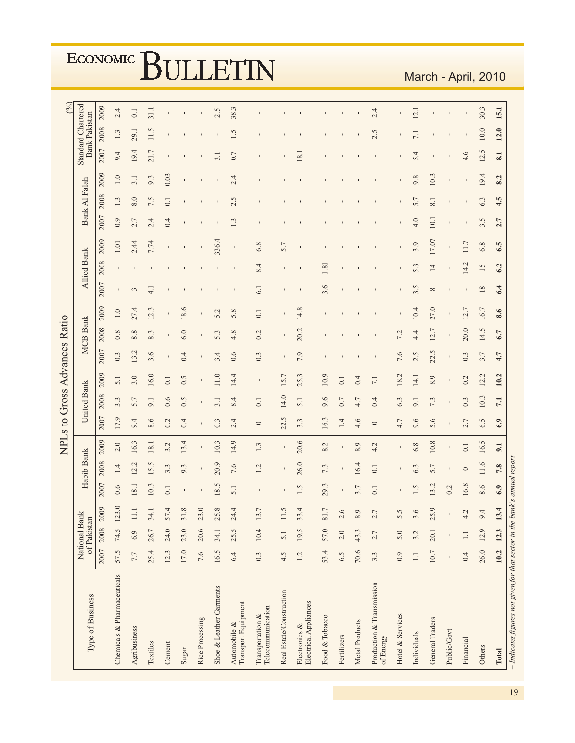# NPLs to Gross Advances Ratio

(%)

| Type of Business | National Bank of Pakistan | | | Habib Bank | | | United Bank | | | MCB Bank | | | Allied Bank | | | Bank Al Falah | | | Standard Chartered Bank Pakistan | | |
|---|---|---|---|---|---|---|---|---|---|---|---|---|---|---|---|---|---|---|---|---|---|
| | 2007 | 2008 | 2009 | 2007 | 2008 | 2009 | 2007 | 2008 | 2009 | 2007 | 2008 | 2009 | 2007 | 2008 | 2009 | 2007 | 2008 | 2009 | 2007 | 2008 | 2009 |
| Chemicals & Pharmaceuticals | 57.5 | 74.5 | 123.0 | 0.6 | 1.4 | 2.0 | 17.9 | 3.3 | 5.1 | 0.3 | 0.8 | 1.0 | - | - | 1.01 | 0.9 | 1.3 | 1.0 | 9.4 | 1.3 | 2.4 |
| Agribusiness | 7.7 | 6.9 | 11.1 | 18.1 | 12.2 | 16.3 | 9.4 | 5.7 | 3.0 | 13.2 | 8.8 | 27.4 | 3 | - | 2.44 | 2.7 | 8.0 | 3.1 | 19.4 | 29.1 | 0.1 |
| Textiles | 25.4 | 26.7 | 34.1 | 10.3 | 15.5 | 18.1 | 8.6 | 9.1 | 16.0 | 3.6 | 8.3 | 12.3 | 4.1 | - | 7.74 | 2.4 | 7.5 | 9.3 | 21.7 | 11.5 | 31.1 |
| Cement | 12.3 | 24.0 | 57.4 | 0.1 | 3.3 | 3.2 | 0.2 | 0.6 | 0.1 | - | - | - | - | - | - | 0.4 | 0.1 | 0.03 | - | - | - |
| Sugar | 17.0 | 23.0 | 31.8 | - | 9.3 | 13.4 | 0.4 | 0.5 | 0.5 | 0.4 | 6.0 | 18.6 | - | - | - | - | - | - | - | - | - |
| Rice Processing | 7.6 | 20.6 | 23.0 | - | - | - | - | - | - | - | - | - | - | - | - | - | - | - | - | - | - |
| Shoe & Leather Garments | 16.5 | 34.1 | 25.8 | 18.5 | 20.9 | 10.3 | 0.3 | 3.1 | 11.0 | 3.4 | 5.3 | 5.2 | - | - | 336.4 | - | - | - | 3.1 | - | 2.5 |
| Automobile & Transport Equipment | 6.4 | 25.5 | 24.4 | 5.1 | 7.6 | 14.9 | 2.4 | 8.4 | 14.4 | 0.6 | 4.8 | 5.8 | - | - | - | 1.3 | 2.5 | 2.4 | 0.7 | 1.5 | 38.3 |
| Transportation & Telecommunication | 0.3 | 10.4 | 13.7 | - | 1.2 | 1.3 | 0 | 0.1 | - | 0.3 | 0.2 | 0.1 | 6.1 | 8.4 | 6.8 | - | - | - | - | - | - |
| Real Estate/Construction | 4.5 | 5.1 | 11.5 | - | - | - | 22.5 | 14.0 | 15.7 | - | - | - | - | - | 5.7 | - | - | - | - | - | - |
| Electronics & Electrical Appliances | 1.2 | 19.5 | 33.4 | 1.5 | 26.0 | 20.6 | 3.3 | 5.1 | 25.3 | 7.9 | 20.2 | 14.8 | - | - | - | - | - | - | 18.1 | - | - |
| Food & Tobacco | 53.4 | 57.0 | 81.7 | 29.3 | 7.3 | 8.2 | 16.3 | 9.6 | 10.9 | - | - | - | 3.6 | 1.81 | - | - | - | - | - | - | - |
| Fertilizers | 6.5 | 2.0 | 2.6 | - | - | - | 1.4 | 0.7 | 0.1 | - | - | - | - | - | - | - | - | - | - | - | - |
| Metal Products | 70.6 | 43.3 | 8.9 | 3.7 | 16.4 | 8.9 | 4.6 | 4.7 | 0.4 | - | - | - | - | - | - | - | - | - | - | - | - |
| Production & Transmission of Energy | 3.3 | 2.7 | 2.7 | 0.1 | 0.1 | 4.2 | 0 | 0.4 | 7.1 | - | - | - | - | - | - | - | - | - | - | 2.5 | 2.4 |
| Hotel & Services | 0.9 | 5.0 | 5.5 | - | - | - | 4.7 | 6.3 | 18.2 | 7.6 | 7.2 | - | - | - | - | - | - | - | - | - | - |
| Individuals | 1.1 | 3.2 | 3.6 | 1.5 | 6.3 | 6.8 | 9.6 | 9.1 | 14.1 | 2.5 | 4.4 | 10.4 | 3.5 | 5.3 | 3.9 | 4.0 | 5.7 | 9.8 | 5.4 | 7.1 | 12.1 |
| General Traders | 10.7 | 20.1 | 25.9 | 13.2 | 5.7 | 10.8 | 5.6 | 7.3 | 8.9 | 22.5 | 12.7 | 27.0 | 8 | 14 | 17.07 | 10.1 | 8.1 | 10.3 | - | - | - |
| Public/Govt | - | - | - | 0.2 | - | - | - | - | - | - | - | - | - | - | - | - | - | - | - | - | - |
| Financial | 0.4 | 1.1 | 4.2 | 16.8 | 0 | 0.1 | 2.7 | 0.3 | 0.2 | 0.3 | 20.0 | 12.7 | - | 14.2 | 11.7 | - | - | - | 4.6 | - | - |
| Others | 26.0 | 12.9 | 9.4 | 8.6 | 11.6 | 16.5 | 6.5 | 10.3 | 12.2 | 3.7 | 14.5 | 16.7 | 18 | 15 | 6.8 | 3.5 | 6.3 | 19.4 | 12.5 | 10.0 | 30.3 |
| **Total** | **10.2** | **12.3** | **13.4** | **6.9** | **7.8** | **9.1** | **6.9** | **7.1** | **10.2** | **4.7** | **6.7** | **8.6** | **6.4** | **6.2** | **6.5** | **2.7** | **4.5** | **8.2** | **8.1** | **12.0** | **15.1** |

*– Indicates figures not given for that sector in the bank's annual report*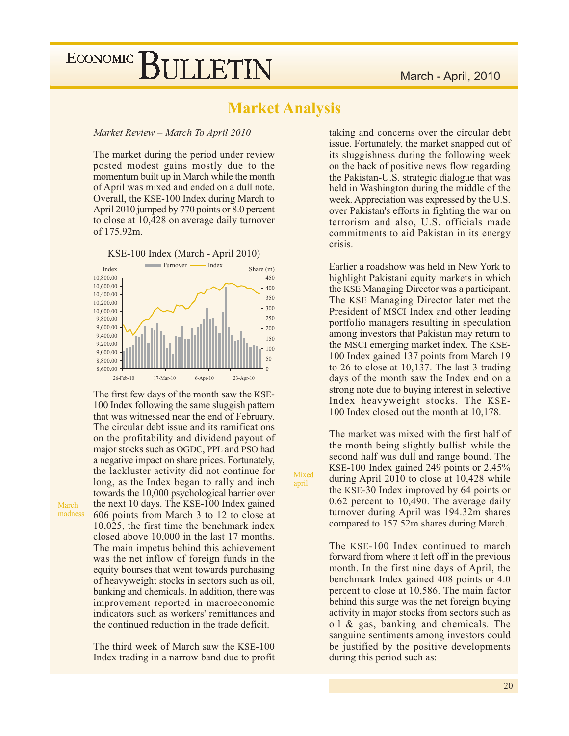# Market Analysis

*Market Review – March To April 2010*

The market during the period under review posted modest gains mostly due to the momentum built up in March while the month of April was mixed and ended on a dull note. Overall, the KSE-100 Index during March to April 2010 jumped by 770 points or 8.0 percent to close at 10,428 on average daily turnover of 175.92m.

KSE-100 Index (March - April 2010)

March madness

The first few days of the month saw the KSE-100 Index following the same sluggish pattern that was witnessed near the end of February. The circular debt issue and its ramifications on the profitability and dividend payout of major stocks such as OGDC, PPL and PSO had a negative impact on share prices. Fortunately, the lackluster activity did not continue for long, as the Index began to rally and inch towards the 10,000 psychological barrier over the next 10 days. The KSE-100 Index gained 606 points from March 3 to 12 to close at 10,025, the first time the benchmark index closed above 10,000 in the last 17 months. The main impetus behind this achievement was the net inflow of foreign funds in the equity bourses that went towards purchasing of heavyweight stocks in sectors such as oil, banking and chemicals. In addition, there was improvement reported in macroeconomic indicators such as workers' remittances and the continued reduction in the trade deficit.

The third week of March saw the KSE-100 Index trading in a narrow band due to profit taking and concerns over the circular debt issue. Fortunately, the market snapped out of its sluggishness during the following week on the back of positive news flow regarding the Pakistan-U.S. strategic dialogue that was held in Washington during the middle of the week. Appreciation was expressed by the U.S. over Pakistan's efforts in fighting the war on terrorism and also, U.S. officials made commitments to aid Pakistan in its energy crisis.

Earlier a roadshow was held in New York to highlight Pakistani equity markets in which the KSE Managing Director was a participant. The KSE Managing Director later met the President of MSCI Index and other leading portfolio managers resulting in speculation among investors that Pakistan may return to the MSCI emerging market index. The KSE-100 Index gained 137 points from March 19 to 26 to close at 10,137. The last 3 trading days of the month saw the Index end on a strong note due to buying interest in selective Index heavyweight stocks. The KSE-100 Index closed out the month at 10,178.

Mixed april

The market was mixed with the first half of the month being slightly bullish while the second half was dull and range bound. The KSE-100 Index gained 249 points or 2.45% during April 2010 to close at 10,428 while the KSE-30 Index improved by 64 points or 0.62 percent to 10,490. The average daily turnover during April was 194.32m shares compared to 157.52m shares during March.

The KSE-100 Index continued to march forward from where it left off in the previous month. In the first nine days of April, the benchmark Index gained 408 points or 4.0 percent to close at 10,586. The main factor behind this surge was the net foreign buying activity in major stocks from sectors such as oil & gas, banking and chemicals. The sanguine sentiments among investors could be justified by the positive developments during this period such as: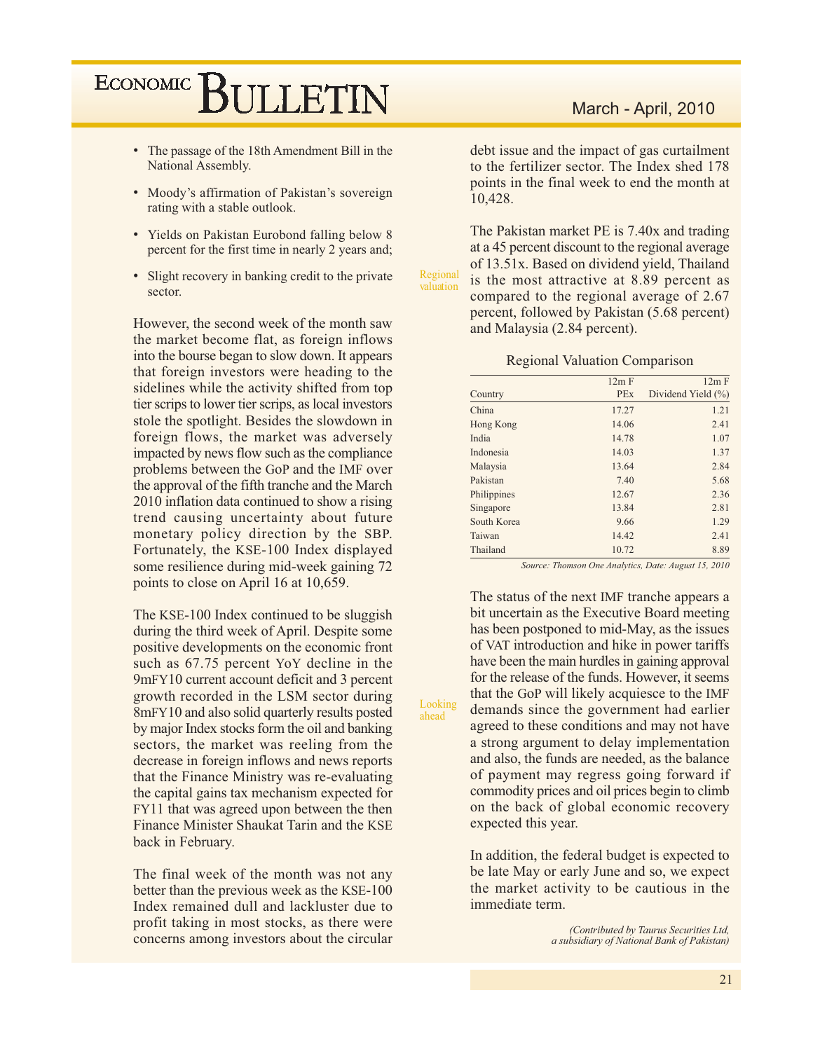- The passage of the 18th Amendment Bill in the National Assembly.
- Moody's affirmation of Pakistan's sovereign rating with a stable outlook.
- Yields on Pakistan Eurobond falling below 8 percent for the first time in nearly 2 years and;
- Slight recovery in banking credit to the private sector.

However, the second week of the month saw the market become flat, as foreign inflows into the bourse began to slow down. It appears that foreign investors were heading to the sidelines while the activity shifted from top tier scrips to lower tier scrips, as local investors stole the spotlight. Besides the slowdown in foreign flows, the market was adversely impacted by news flow such as the compliance problems between the GoP and the IMF over the approval of the fifth tranche and the March 2010 inflation data continued to show a rising trend causing uncertainty about future monetary policy direction by the SBP. Fortunately, the KSE-100 Index displayed some resilience during mid-week gaining 72 points to close on April 16 at 10,659.

The KSE-100 Index continued to be sluggish during the third week of April. Despite some positive developments on the economic front such as 67.75 percent YoY decline in the 9mFY10 current account deficit and 3 percent growth recorded in the LSM sector during 8mFY10 and also solid quarterly results posted by major Index stocks form the oil and banking sectors, the market was reeling from the decrease in foreign inflows and news reports that the Finance Ministry was re-evaluating the capital gains tax mechanism expected for FY11 that was agreed upon between the then Finance Minister Shaukat Tarin and the KSE back in February.

The final week of the month was not any better than the previous week as the KSE-100 Index remained dull and lackluster due to profit taking in most stocks, as there were concerns among investors about the circular debt issue and the impact of gas curtailment to the fertilizer sector. The Index shed 178 points in the final week to end the month at 10,428.

**Regional valuation**

The Pakistan market PE is 7.40x and trading at a 45 percent discount to the regional average of 13.51x. Based on dividend yield, Thailand is the most attractive at 8.89 percent as compared to the regional average of 2.67 percent, followed by Pakistan (5.68 percent) and Malaysia (2.84 percent).

Regional Valuation Comparison

| Country | 12m F PEx | 12m F Dividend Yield (%) |
|---|---|---|
| China | 17.27 | 1.21 |
| Hong Kong | 14.06 | 2.41 |
| India | 14.78 | 1.07 |
| Indonesia | 14.03 | 1.37 |
| Malaysia | 13.64 | 2.84 |
| Pakistan | 7.40 | 5.68 |
| Philippines | 12.67 | 2.36 |
| Singapore | 13.84 | 2.81 |
| South Korea | 9.66 | 1.29 |
| Taiwan | 14.42 | 2.41 |
| Thailand | 10.72 | 8.89 |

*Source: Thomson One Analytics, Date: August 15, 2010*

**Looking ahead**

The status of the next IMF tranche appears a bit uncertain as the Executive Board meeting has been postponed to mid-May, as the issues of VAT introduction and hike in power tariffs have been the main hurdles in gaining approval for the release of the funds. However, it seems that the GoP will likely acquiesce to the IMF demands since the government had earlier agreed to these conditions and may not have a strong argument to delay implementation and also, the funds are needed, as the balance of payment may regress going forward if commodity prices and oil prices begin to climb on the back of global economic recovery expected this year.

In addition, the federal budget is expected to be late May or early June and so, we expect the market activity to be cautious in the immediate term.

*(Contributed by Taurus Securities Ltd, a subsidiary of National Bank of Pakistan)*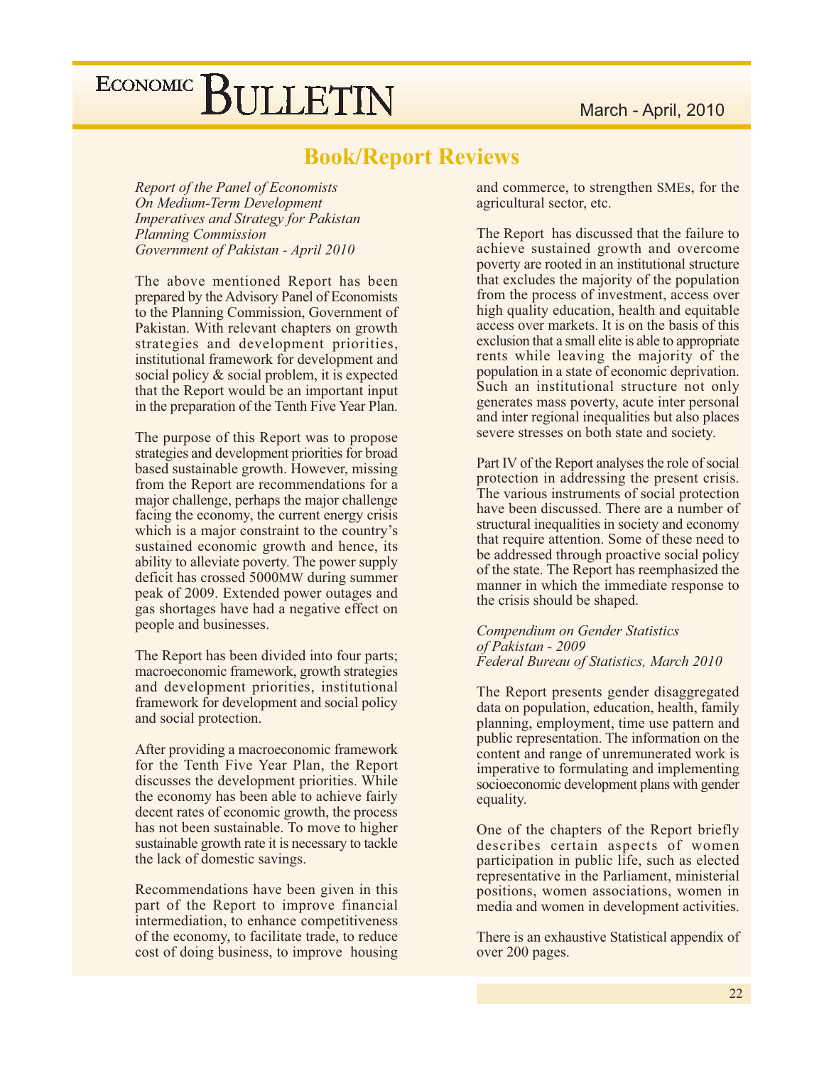## Book/Report Reviews

*Report of the Panel of Economists*
*On Medium-Term Development*
*Imperatives and Strategy for Pakistan*
*Planning Commission*
*Government of Pakistan - April 2010*

The above mentioned Report has been prepared by the Advisory Panel of Economists to the Planning Commission, Government of Pakistan. With relevant chapters on growth strategies and development priorities, institutional framework for development and social policy & social problem, it is expected that the Report would be an important input in the preparation of the Tenth Five Year Plan.

The purpose of this Report was to propose strategies and development priorities for broad based sustainable growth. However, missing from the Report are recommendations for a major challenge, perhaps the major challenge facing the economy, the current energy crisis which is a major constraint to the country's sustained economic growth and hence, its ability to alleviate poverty. The power supply deficit has crossed 5000MW during summer peak of 2009. Extended power outages and gas shortages have had a negative effect on people and businesses.

The Report has been divided into four parts; macroeconomic framework, growth strategies and development priorities, institutional framework for development and social policy and social protection.

After providing a macroeconomic framework for the Tenth Five Year Plan, the Report discusses the development priorities. While the economy has been able to achieve fairly decent rates of economic growth, the process has not been sustainable. To move to higher sustainable growth rate it is necessary to tackle the lack of domestic savings.

Recommendations have been given in this part of the Report to improve financial intermediation, to enhance competitiveness of the economy, to facilitate trade, to reduce cost of doing business, to improve housing and commerce, to strengthen SMEs, for the agricultural sector, etc.

The Report has discussed that the failure to achieve sustained growth and overcome poverty are rooted in an institutional structure that excludes the majority of the population from the process of investment, access over high quality education, health and equitable access over markets. It is on the basis of this exclusion that a small elite is able to appropriate rents while leaving the majority of the population in a state of economic deprivation. Such an institutional structure not only generates mass poverty, acute inter personal and inter regional inequalities but also places severe stresses on both state and society.

Part IV of the Report analyses the role of social protection in addressing the present crisis. The various instruments of social protection have been discussed. There are a number of structural inequalities in society and economy that require attention. Some of these need to be addressed through proactive social policy of the state. The Report has reemphasized the manner in which the immediate response to the crisis should be shaped.

*Compendium on Gender Statistics*
*of Pakistan - 2009*
*Federal Bureau of Statistics, March 2010*

The Report presents gender disaggregated data on population, education, health, family planning, employment, time use pattern and public representation. The information on the content and range of unremunerated work is imperative to formulating and implementing socioeconomic development plans with gender equality.

One of the chapters of the Report briefly describes certain aspects of women participation in public life, such as elected representative in the Parliament, ministerial positions, women associations, women in media and women in development activities.

There is an exhaustive Statistical appendix of over 200 pages.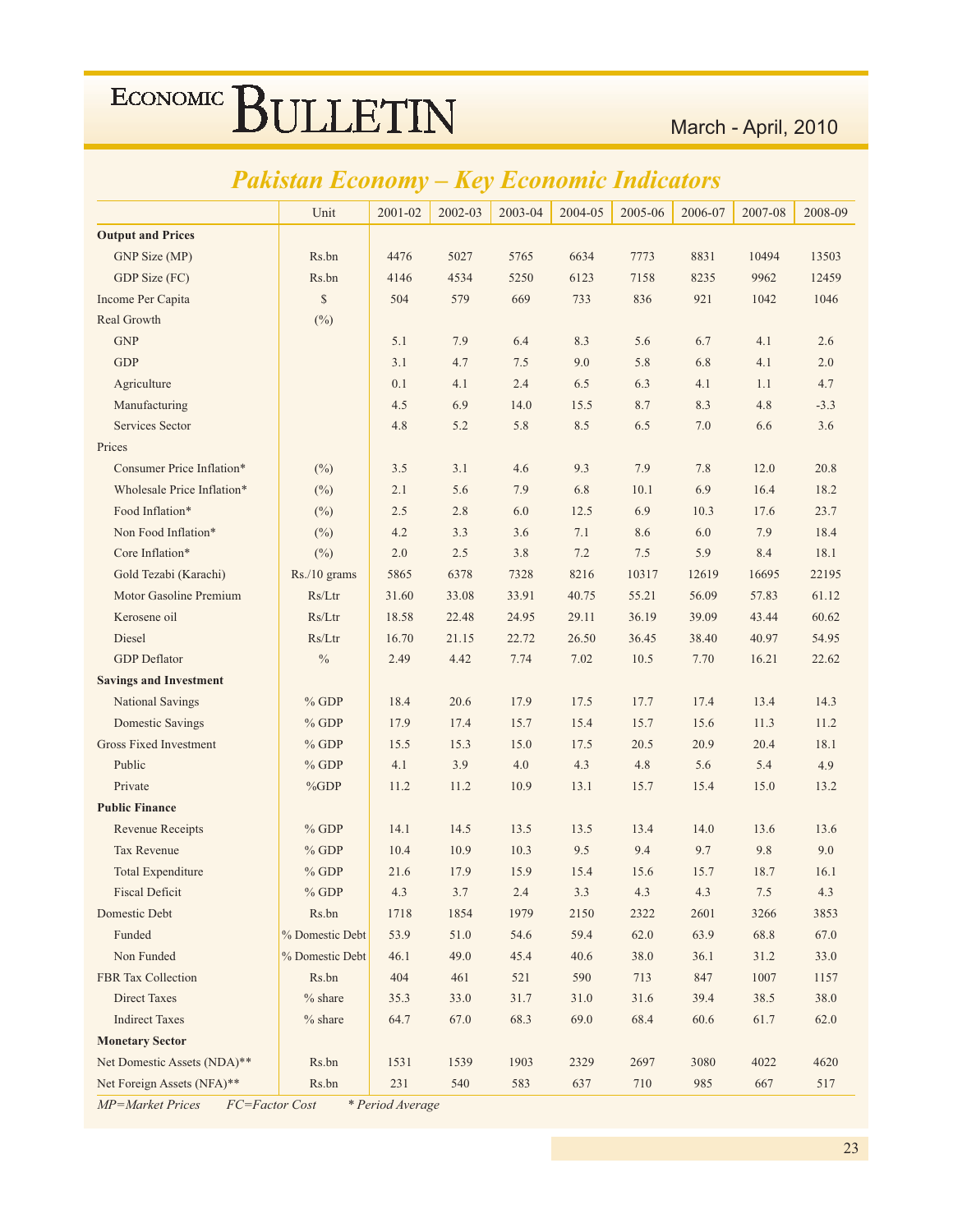## Pakistan Economy – Key Economic Indicators

| | Unit | 2001-02 | 2002-03 | 2003-04 | 2004-05 | 2005-06 | 2006-07 | 2007-08 | 2008-09 |
|---|---|---|---|---|---|---|---|---|---|
| **Output and Prices** | | | | | | | | | |
| GNP Size (MP) | Rs.bn | 4476 | 5027 | 5765 | 6634 | 7773 | 8831 | 10494 | 13503 |
| GDP Size (FC) | Rs.bn | 4146 | 4534 | 5250 | 6123 | 7158 | 8235 | 9962 | 12459 |
| Income Per Capita | $ | 504 | 579 | 669 | 733 | 836 | 921 | 1042 | 1046 |
| Real Growth | (%) | | | | | | | | |
| GNP | | 5.1 | 7.9 | 6.4 | 8.3 | 5.6 | 6.7 | 4.1 | 2.6 |
| GDP | | 3.1 | 4.7 | 7.5 | 9.0 | 5.8 | 6.8 | 4.1 | 2.0 |
| Agriculture | | 0.1 | 4.1 | 2.4 | 6.5 | 6.3 | 4.1 | 1.1 | 4.7 |
| Manufacturing | | 4.5 | 6.9 | 14.0 | 15.5 | 8.7 | 8.3 | 4.8 | -3.3 |
| Services Sector | | 4.8 | 5.2 | 5.8 | 8.5 | 6.5 | 7.0 | 6.6 | 3.6 |
| Prices | | | | | | | | | |
| Consumer Price Inflation* | (%) | 3.5 | 3.1 | 4.6 | 9.3 | 7.9 | 7.8 | 12.0 | 20.8 |
| Wholesale Price Inflation* | (%) | 2.1 | 5.6 | 7.9 | 6.8 | 10.1 | 6.9 | 16.4 | 18.2 |
| Food Inflation* | (%) | 2.5 | 2.8 | 6.0 | 12.5 | 6.9 | 10.3 | 17.6 | 23.7 |
| Non Food Inflation* | (%) | 4.2 | 3.3 | 3.6 | 7.1 | 8.6 | 6.0 | 7.9 | 18.4 |
| Core Inflation* | (%) | 2.0 | 2.5 | 3.8 | 7.2 | 7.5 | 5.9 | 8.4 | 18.1 |
| Gold Tezabi (Karachi) | Rs./10 grams | 5865 | 6378 | 7328 | 8216 | 10317 | 12619 | 16695 | 22195 |
| Motor Gasoline Premium | Rs/Ltr | 31.60 | 33.08 | 33.91 | 40.75 | 55.21 | 56.09 | 57.83 | 61.12 |
| Kerosene oil | Rs/Ltr | 18.58 | 22.48 | 24.95 | 29.11 | 36.19 | 39.09 | 43.44 | 60.62 |
| Diesel | Rs/Ltr | 16.70 | 21.15 | 22.72 | 26.50 | 36.45 | 38.40 | 40.97 | 54.95 |
| GDP Deflator | % | 2.49 | 4.42 | 7.74 | 7.02 | 10.5 | 7.70 | 16.21 | 22.62 |
| **Savings and Investment** | | | | | | | | | |
| National Savings | % GDP | 18.4 | 20.6 | 17.9 | 17.5 | 17.7 | 17.4 | 13.4 | 14.3 |
| Domestic Savings | % GDP | 17.9 | 17.4 | 15.7 | 15.4 | 15.7 | 15.6 | 11.3 | 11.2 |
| Gross Fixed Investment | % GDP | 15.5 | 15.3 | 15.0 | 17.5 | 20.5 | 20.9 | 20.4 | 18.1 |
| Public | % GDP | 4.1 | 3.9 | 4.0 | 4.3 | 4.8 | 5.6 | 5.4 | 4.9 |
| Private | %GDP | 11.2 | 11.2 | 10.9 | 13.1 | 15.7 | 15.4 | 15.0 | 13.2 |
| **Public Finance** | | | | | | | | | |
| Revenue Receipts | % GDP | 14.1 | 14.5 | 13.5 | 13.5 | 13.4 | 14.0 | 13.6 | 13.6 |
| Tax Revenue | % GDP | 10.4 | 10.9 | 10.3 | 9.5 | 9.4 | 9.7 | 9.8 | 9.0 |
| Total Expenditure | % GDP | 21.6 | 17.9 | 15.9 | 15.4 | 15.6 | 15.7 | 18.7 | 16.1 |
| Fiscal Deficit | % GDP | 4.3 | 3.7 | 2.4 | 3.3 | 4.3 | 4.3 | 7.5 | 4.3 |
| Domestic Debt | Rs.bn | 1718 | 1854 | 1979 | 2150 | 2322 | 2601 | 3266 | 3853 |
| Funded | % Domestic Debt | 53.9 | 51.0 | 54.6 | 59.4 | 62.0 | 63.9 | 68.8 | 67.0 |
| Non Funded | % Domestic Debt | 46.1 | 49.0 | 45.4 | 40.6 | 38.0 | 36.1 | 31.2 | 33.0 |
| FBR Tax Collection | Rs.bn | 404 | 461 | 521 | 590 | 713 | 847 | 1007 | 1157 |
| Direct Taxes | % share | 35.3 | 33.0 | 31.7 | 31.0 | 31.6 | 39.4 | 38.5 | 38.0 |
| Indirect Taxes | % share | 64.7 | 67.0 | 68.3 | 69.0 | 68.4 | 60.6 | 61.7 | 62.0 |
| **Monetary Sector** | | | | | | | | | |
| Net Domestic Assets (NDA)** | Rs.bn | 1531 | 1539 | 1903 | 2329 | 2697 | 3080 | 4022 | 4620 |
| Net Foreign Assets (NFA)** | Rs.bn | 231 | 540 | 583 | 637 | 710 | 985 | 667 | 517 |

*MP=Market Prices FC=Factor Cost * Period Average*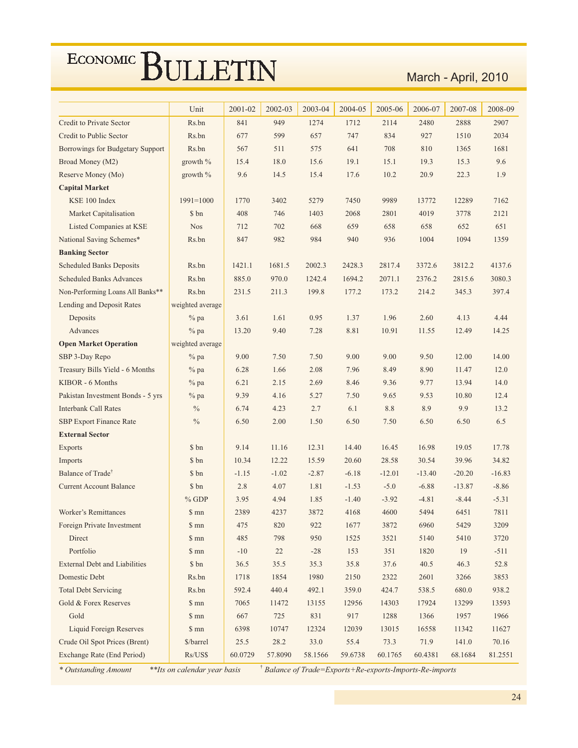| | Unit | 2001-02 | 2002-03 | 2003-04 | 2004-05 | 2005-06 | 2006-07 | 2007-08 | 2008-09 |
|---|---|---|---|---|---|---|---|---|---|
| Credit to Private Sector | Rs.bn | 841 | 949 | 1274 | 1712 | 2114 | 2480 | 2888 | 2907 |
| Credit to Public Sector | Rs.bn | 677 | 599 | 657 | 747 | 834 | 927 | 1510 | 2034 |
| Borrowings for Budgetary Support | Rs.bn | 567 | 511 | 575 | 641 | 708 | 810 | 1365 | 1681 |
| Broad Money (M2) | growth % | 15.4 | 18.0 | 15.6 | 19.1 | 15.1 | 19.3 | 15.3 | 9.6 |
| Reserve Money (Mo) | growth % | 9.6 | 14.5 | 15.4 | 17.6 | 10.2 | 20.9 | 22.3 | 1.9 |
| **Capital Market** | | | | | | | | | |
| KSE 100 Index | 1991=1000 | 1770 | 3402 | 5279 | 7450 | 9989 | 13772 | 12289 | 7162 |
| Market Capitalisation | $ bn | 408 | 746 | 1403 | 2068 | 2801 | 4019 | 3778 | 2121 |
| Listed Companies at KSE | Nos | 712 | 702 | 668 | 659 | 658 | 658 | 652 | 651 |
| National Saving Schemes* | Rs.bn | 847 | 982 | 984 | 940 | 936 | 1004 | 1094 | 1359 |
| **Banking Sector** | | | | | | | | | |
| Scheduled Banks Deposits | Rs.bn | 1421.1 | 1681.5 | 2002.3 | 2428.3 | 2817.4 | 3372.6 | 3812.2 | 4137.6 |
| Scheduled Banks Advances | Rs.bn | 885.0 | 970.0 | 1242.4 | 1694.2 | 2071.1 | 2376.2 | 2815.6 | 3080.3 |
| Non-Performing Loans All Banks** | Rs.bn | 231.5 | 211.3 | 199.8 | 177.2 | 173.2 | 214.2 | 345.3 | 397.4 |
| Lending and Deposit Rates | weighted average | | | | | | | | |
| Deposits | % pa | 3.61 | 1.61 | 0.95 | 1.37 | 1.96 | 2.60 | 4.13 | 4.44 |
| Advances | % pa | 13.20 | 9.40 | 7.28 | 8.81 | 10.91 | 11.55 | 12.49 | 14.25 |
| **Open Market Operation** | weighted average | | | | | | | | |
| SBP 3-Day Repo | % pa | 9.00 | 7.50 | 7.50 | 9.00 | 9.00 | 9.50 | 12.00 | 14.00 |
| Treasury Bills Yield - 6 Months | % pa | 6.28 | 1.66 | 2.08 | 7.96 | 8.49 | 8.90 | 11.47 | 12.0 |
| KIBOR - 6 Months | % pa | 6.21 | 2.15 | 2.69 | 8.46 | 9.36 | 9.77 | 13.94 | 14.0 |
| Pakistan Investment Bonds - 5 yrs | % pa | 9.39 | 4.16 | 5.27 | 7.50 | 9.65 | 9.53 | 10.80 | 12.4 |
| Interbank Call Rates | % | 6.74 | 4.23 | 2.7 | 6.1 | 8.8 | 8.9 | 9.9 | 13.2 |
| SBP Export Finance Rate | % | 6.50 | 2.00 | 1.50 | 6.50 | 7.50 | 6.50 | 6.50 | 6.5 |
| **External Sector** | | | | | | | | | |
| Exports | $ bn | 9.14 | 11.16 | 12.31 | 14.40 | 16.45 | 16.98 | 19.05 | 17.78 |
| Imports | $ bn | 10.34 | 12.22 | 15.59 | 20.60 | 28.58 | 30.54 | 39.96 | 34.82 |
| Balance of Trade† | $ bn | -1.15 | -1.02 | -2.87 | -6.18 | -12.01 | -13.40 | -20.20 | -16.83 |
| Current Account Balance | $ bn | 2.8 | 4.07 | 1.81 | -1.53 | -5.0 | -6.88 | -13.87 | -8.86 |
| | % GDP | 3.95 | 4.94 | 1.85 | -1.40 | -3.92 | -4.81 | -8.44 | -5.31 |
| Worker's Remittances | $ mn | 2389 | 4237 | 3872 | 4168 | 4600 | 5494 | 6451 | 7811 |
| Foreign Private Investment | $ mn | 475 | 820 | 922 | 1677 | 3872 | 6960 | 5429 | 3209 |
| Direct | $ mn | 485 | 798 | 950 | 1525 | 3521 | 5140 | 5410 | 3720 |
| Portfolio | $ mn | -10 | 22 | -28 | 153 | 351 | 1820 | 19 | -511 |
| External Debt and Liabilities | $ bn | 36.5 | 35.5 | 35.3 | 35.8 | 37.6 | 40.5 | 46.3 | 52.8 |
| Domestic Debt | Rs.bn | 1718 | 1854 | 1980 | 2150 | 2322 | 2601 | 3266 | 3853 |
| Total Debt Servicing | Rs.bn | 592.4 | 440.4 | 492.1 | 359.0 | 424.7 | 538.5 | 680.0 | 938.2 |
| Gold & Forex Reserves | $ mn | 7065 | 11472 | 13155 | 12956 | 14303 | 17924 | 13299 | 13593 |
| Gold | $ mn | 667 | 725 | 831 | 917 | 1288 | 1366 | 1957 | 1966 |
| Liquid Foreign Reserves | $ mn | 6398 | 10747 | 12324 | 12039 | 13015 | 16558 | 11342 | 11627 |
| Crude Oil Spot Prices (Brent) | $/barrel | 25.5 | 28.2 | 33.0 | 55.4 | 73.3 | 71.9 | 141.0 | 70.16 |
| Exchange Rate (End Period) | Rs/US$ | 60.0729 | 57.8090 | 58.1566 | 59.6738 | 60.1765 | 60.4381 | 68.1684 | 81.2551 |

*\* Outstanding Amount* *\*\*Its on calendar year basis* *† Balance of Trade=Exports+Re-exports-Imports-Re-imports*